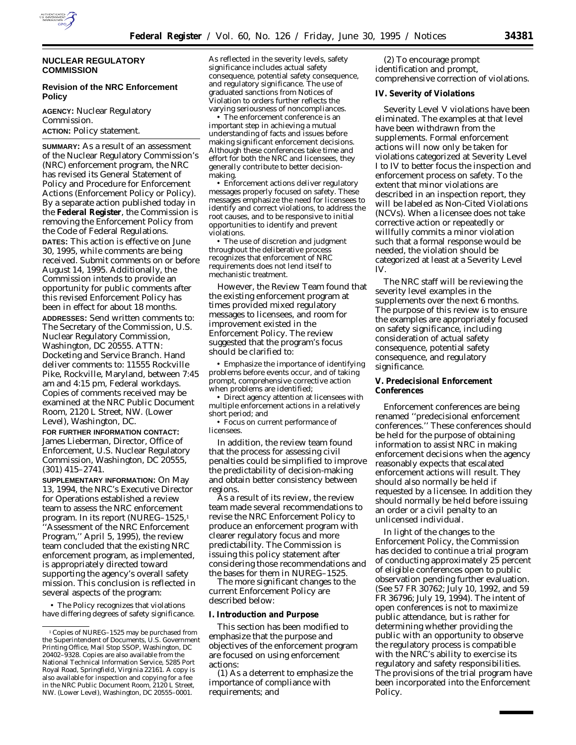## NUCLEAR REGULATORY COMMISSION

### Revision of the NRC Enforcement Policy

**AGENCY:** Nuclear Regulatory Commission.

**ACTION:** Policy statement.

**SUMMARY:** As a result of an assessment of the Nuclear Regulatory Commission's (NRC) enforcement program, the NRC has revised its General Statement of Policy and Procedure for Enforcement Actions (Enforcement Policy or Policy). By a separate action published today in the **Federal Register**, the Commission is removing the Enforcement Policy from the Code of Federal Regulations.

**DATES:** This action is effective on June 30, 1995, while comments are being received. Submit comments on or before August 14, 1995. Additionally, the Commission intends to provide an opportunity for public comments after this revised Enforcement Policy has been in effect for about 18 months.

**ADDRESSES:** Send written comments to: The Secretary of the Commission, U.S. Nuclear Regulatory Commission, Washington, DC 20555. ATTN: Docketing and Service Branch. Hand deliver comments to: 11555 Rockville Pike, Rockville, Maryland, between 7:45 am and 4:15 pm, Federal workdays. Copies of comments received may be examined at the NRC Public Document Room, 2120 L Street, NW. (Lower Level), Washington, DC.

**FOR FURTHER INFORMATION CONTACT:** James Lieberman, Director, Office of Enforcement, U.S. Nuclear Regulatory Commission, Washington, DC 20555, (301) 415–2741.

**SUPPLEMENTARY INFORMATION:** On May 13, 1994, the NRC's Executive Director for Operations established a review team to assess the NRC enforcement program. In its report (NUREG–1525,[1] ''Assessment of the NRC Enforcement Program,'' April 5, 1995), the review team concluded that the existing NRC enforcement program, as implemented, is appropriately directed toward supporting the agency's overall safety mission. This conclusion is reflected in several aspects of the program:

- The Policy recognizes that violations have differing degrees of safety significance. As reflected in the severity levels, safety significance includes actual safety consequence, potential safety consequence, and regulatory significance. The use of graduated sanctions from Notices of Violation to orders further reflects the varying seriousness of noncompliances.
- The enforcement conference is an important step in achieving a mutual understanding of facts and issues before making significant enforcement decisions. Although these conferences take time and effort for both the NRC and licensees, they generally contribute to better decision-making.
- Enforcement actions deliver regulatory messages properly focused on safety. These messages emphasize the need for licensees to identify and correct violations, to address the root causes, and to be responsive to initial opportunities to identify and prevent violations.
- The use of discretion and judgment throughout the deliberative process recognizes that enforcement of NRC requirements does not lend itself to mechanistic treatment.

However, the Review Team found that the existing enforcement program at times provided mixed regulatory messages to licensees, and room for improvement existed in the Enforcement Policy. The review suggested that the program's focus should be clarified to:

- Emphasize the importance of identifying problems before events occur, and of taking prompt, comprehensive corrective action when problems are identified;
- Direct agency attention at licensees with multiple enforcement actions in a relatively short period; and
- Focus on current performance of licensees.

In addition, the review team found that the process for assessing civil penalties could be simplified to improve the predictability of decision-making and obtain better consistency between regions.

As a result of its review, the review team made several recommendations to revise the NRC Enforcement Policy to produce an enforcement program with clearer regulatory focus and more predictability. The Commission is issuing this policy statement after considering those recommendations and the bases for them in NUREG–1525.

The more significant changes to the current Enforcement Policy are described below:

#### I. Introduction and Purpose

This section has been modified to emphasize that the purpose and objectives of the enforcement program are focused on using enforcement actions:

(1) As a deterrent to emphasize the importance of compliance with requirements; and

(2) To encourage prompt identification and prompt, comprehensive correction of violations.

#### IV. Severity of Violations

Severity Level V violations have been eliminated. The examples at that level have been withdrawn from the supplements. Formal enforcement actions will now only be taken for violations categorized at Severity Level I to IV to better focus the inspection and enforcement process on safety. To the extent that minor violations are described in an inspection report, they will be labeled as Non-Cited Violations (NCVs). When a licensee does not take corrective action or repeatedly or willfully commits a minor violation such that a formal response would be needed, the violation should be categorized at least at a Severity Level IV.

The NRC staff will be reviewing the severity level examples in the supplements over the next 6 months. The purpose of this review is to ensure the examples are appropriately focused on safety significance, including consideration of actual safety consequence, potential safety consequence, and regulatory significance.

#### V. Predecisional Enforcement Conferences

Enforcement conferences are being renamed ''predecisional enforcement conferences.'' These conferences should be held for the purpose of obtaining information to assist NRC in making enforcement decisions when the agency reasonably expects that escalated enforcement actions will result. They should also normally be held if requested by a licensee. In addition they should normally be held before issuing an order or a civil penalty to an unlicensed individual.

In light of the changes to the Enforcement Policy, the Commission has decided to continue a trial program of conducting approximately 25 percent of eligible conferences open to public observation pending further evaluation. (See 57 FR 30762; July 10, 1992, and 59 FR 36796; July 19, 1994). The intent of open conferences is not to maximize public attendance, but is rather for determining whether providing the public with an opportunity to observe the regulatory process is compatible with the NRC's ability to exercise its regulatory and safety responsibilities. The provisions of the trial program have been incorporated into the Enforcement Policy.

---

[1] Copies of NUREG–1525 may be purchased from the Superintendent of Documents, U.S. Government Printing Office, Mail Stop SSOP, Washington, DC 20402–9328. Copies are also available from the National Technical Information Service, 5285 Port Royal Road, Springfield, Virginia 22161. A copy is also available for inspection and copying for a fee in the NRC Public Document Room, 2120 L Street, NW. (Lower Level), Washington, DC 20555–0001.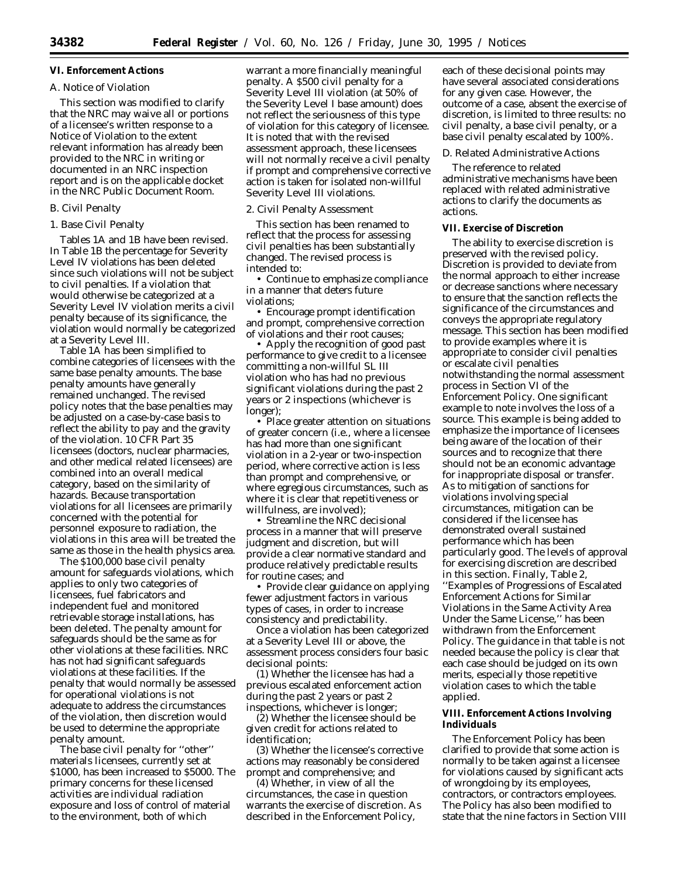### VI. Enforcement Actions

A. Notice of Violation

This section was modified to clarify that the NRC may waive all or portions of a licensee's written response to a Notice of Violation to the extent relevant information has already been provided to the NRC in writing or documented in an NRC inspection report and is on the applicable docket in the NRC Public Document Room.

B. Civil Penalty

1. Base Civil Penalty

Tables 1A and 1B have been revised. In Table 1B the percentage for Severity Level IV violations has been deleted since such violations will not be subject to civil penalties. If a violation that would otherwise be categorized at a Severity Level IV violation merits a civil penalty because of its significance, the violation would normally be categorized at a Severity Level III.

Table 1A has been simplified to combine categories of licensees with the same base penalty amounts. The base penalty amounts have generally remained unchanged. The revised policy notes that the base penalties may be adjusted on a case-by-case basis to reflect the ability to pay and the gravity of the violation. 10 CFR Part 35 licensees (doctors, nuclear pharmacies, and other medical related licensees) are combined into an overall medical category, based on the similarity of hazards. Because transportation violations for all licensees are primarily concerned with the potential for personnel exposure to radiation, the violations in this area will be treated the same as those in the health physics area.

The $100,000 base civil penalty amount for safeguards violations, which applies to only two categories of licensees, fuel fabricators and independent fuel and monitored retrievable storage installations, has been deleted. The penalty amount for safeguards should be the same as for other violations at these facilities. NRC has not had significant safeguards violations at these facilities. If the penalty that would normally be assessed for operational violations is not adequate to address the circumstances of the violation, then discretion would be used to determine the appropriate penalty amount.

The base civil penalty for ''other'' materials licensees, currently set at $1000, has been increased to $5000. The primary concerns for these licensed activities are individual radiation exposure and loss of control of material to the environment, both of which warrant a more financially meaningful penalty. A $500 civil penalty for a Severity Level III violation (at 50% of the Severity Level I base amount) does not reflect the seriousness of this type of violation for this category of licensee. It is noted that with the revised assessment approach, these licensees will not normally receive a civil penalty if prompt and comprehensive corrective action is taken for isolated non-willful Severity Level III violations.

2. Civil Penalty Assessment

This section has been renamed to reflect that the process for assessing civil penalties has been substantially changed. The revised process is intended to:

- Continue to emphasize compliance in a manner that deters future violations;
- Encourage prompt identification and prompt, comprehensive correction of violations and their root causes;
- Apply the recognition of good past performance to give credit to a licensee committing a non-willful SL III violation who has had no previous significant violations during the past 2 years or 2 inspections (whichever is longer);
- Place greater attention on situations of greater concern (i.e., where a licensee has had more than one significant violation in a 2-year or two-inspection period, where corrective action is less than prompt and comprehensive, or where egregious circumstances, such as where it is clear that repetitiveness or willfulness, are involved);
- Streamline the NRC decisional process in a manner that will preserve judgment and discretion, but will provide a clear normative standard and produce relatively predictable results for routine cases; and
- Provide clear guidance on applying fewer adjustment factors in various types of cases, in order to increase consistency and predictability.

Once a violation has been categorized at a Severity Level III or above, the assessment process considers four basic decisional points:

(1) Whether the licensee has had a previous escalated enforcement action during the past 2 years or past 2 inspections, whichever is longer;

(2) Whether the licensee should be given credit for actions related to identification;

(3) Whether the licensee's corrective actions may reasonably be considered prompt and comprehensive; and

(4) Whether, in view of all the circumstances, the case in question warrants the exercise of discretion. As described in the Enforcement Policy, each of these decisional points may have several associated considerations for any given case. However, the outcome of a case, absent the exercise of discretion, is limited to three results: no civil penalty, a base civil penalty, or a base civil penalty escalated by 100%.

D. Related Administrative Actions

The reference to related administrative mechanisms have been replaced with related administrative actions to clarify the documents as actions.

### VII. Exercise of Discretion

The ability to exercise discretion is preserved with the revised policy. Discretion is provided to deviate from the normal approach to either increase or decrease sanctions where necessary to ensure that the sanction reflects the significance of the circumstances and conveys the appropriate regulatory message. This section has been modified to provide examples where it is appropriate to consider civil penalties or escalate civil penalties notwithstanding the normal assessment process in Section VI of the Enforcement Policy. One significant example to note involves the loss of a source. This example is being added to emphasize the importance of licensees being aware of the location of their sources and to recognize that there should not be an economic advantage for inappropriate disposal or transfer. As to mitigation of sanctions for violations involving special circumstances, mitigation can be considered if the licensee has demonstrated overall sustained performance which has been particularly good. The levels of approval for exercising discretion are described in this section. Finally, Table 2, ''Examples of Progressions of Escalated Enforcement Actions for Similar Violations in the Same Activity Area Under the Same License,'' has been withdrawn from the Enforcement Policy. The guidance in that table is not needed because the policy is clear that each case should be judged on its own merits, especially those repetitive violation cases to which the table applied.

### VIII. Enforcement Actions Involving Individuals

The Enforcement Policy has been clarified to provide that some action is normally to be taken against a licensee for violations caused by significant acts of wrongdoing by its employees, contractors, or contractors employees. The Policy has also been modified to state that the nine factors in Section VIII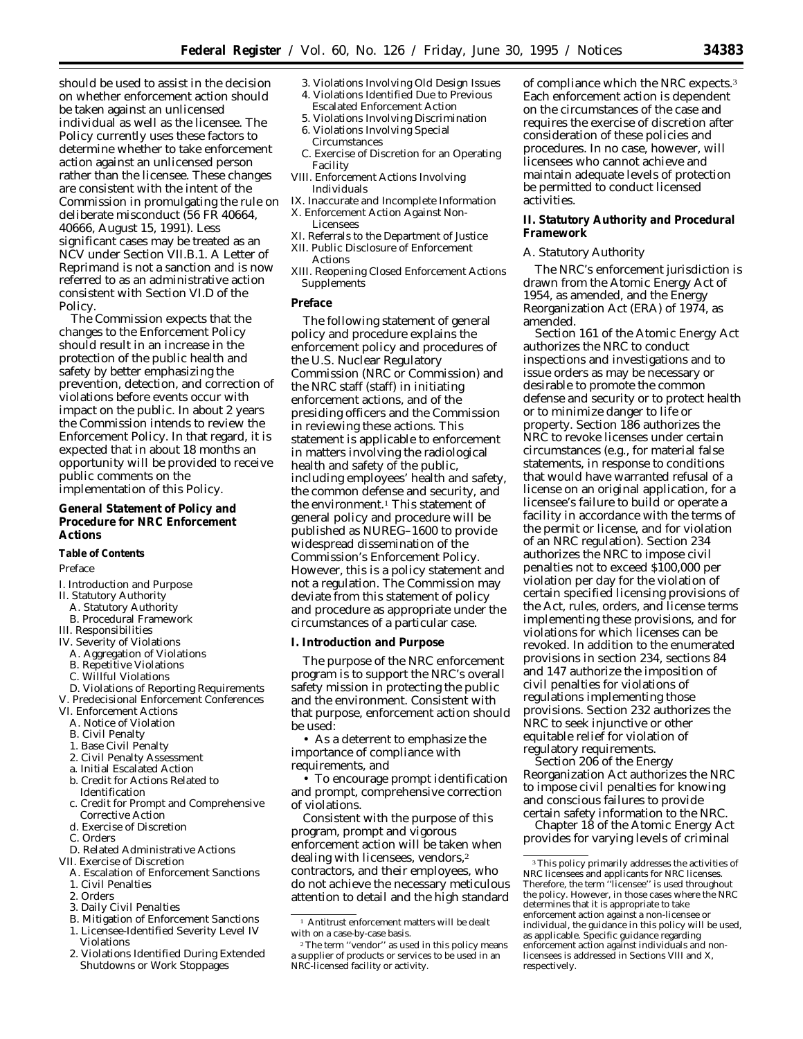should be used to assist in the decision on whether enforcement action should be taken against an unlicensed individual as well as the licensee. The Policy currently uses these factors to determine whether to take enforcement action against an unlicensed person rather than the licensee. These changes are consistent with the intent of the Commission in promulgating the rule on deliberate misconduct (56 FR 40664, 40666, August 15, 1991). Less significant cases may be treated as an NCV under Section VII.B.1. A Letter of Reprimand is not a sanction and is now referred to as an administrative action consistent with Section VI.D of the Policy.

The Commission expects that the changes to the Enforcement Policy should result in an increase in the protection of the public health and safety by better emphasizing the prevention, detection, and correction of violations before events occur with impact on the public. In about 2 years the Commission intends to review the Enforcement Policy. In that regard, it is expected that in about 18 months an opportunity will be provided to receive public comments on the implementation of this Policy.

## General Statement of Policy and Procedure for NRC Enforcement Actions

### Table of Contents

Preface

I. Introduction and Purpose
II. Statutory Authority
  A. Statutory Authority
  B. Procedural Framework
III. Responsibilities
IV. Severity of Violations
  A. Aggregation of Violations
  B. Repetitive Violations
  C. Willful Violations
  D. Violations of Reporting Requirements
V. Predecisional Enforcement Conferences
VI. Enforcement Actions
  A. Notice of Violation
  B. Civil Penalty
  1. Base Civil Penalty
  2. Civil Penalty Assessment
  a. Initial Escalated Action
  b. Credit for Actions Related to Identification
  c. Credit for Prompt and Comprehensive Corrective Action
  d. Exercise of Discretion
  C. Orders
  D. Related Administrative Actions
VII. Exercise of Discretion
  A. Escalation of Enforcement Sanctions
  1. Civil Penalties
  2. Orders
  3. Daily Civil Penalties
  B. Mitigation of Enforcement Sanctions
  1. Licensee-Identified Severity Level IV Violations
  2. Violations Identified During Extended Shutdowns or Work Stoppages
  3. Violations Involving Old Design Issues
  4. Violations Identified Due to Previous Escalated Enforcement Action
  5. Violations Involving Discrimination
  6. Violations Involving Special Circumstances
  C. Exercise of Discretion for an Operating Facility
VIII. Enforcement Actions Involving Individuals
IX. Inaccurate and Incomplete Information
X. Enforcement Action Against Non-Licensees
XI. Referrals to the Department of Justice
XII. Public Disclosure of Enforcement Actions
XIII. Reopening Closed Enforcement Actions Supplements

### Preface

The following statement of general policy and procedure explains the enforcement policy and procedures of the U.S. Nuclear Regulatory Commission (NRC or Commission) and the NRC staff (staff) in initiating enforcement actions, and of the presiding officers and the Commission in reviewing these actions. This statement is applicable to enforcement in matters involving the radiological health and safety of the public, including employees' health and safety, the common defense and security, and the environment.[1] This statement of general policy and procedure will be published as NUREG–1600 to provide widespread dissemination of the Commission's Enforcement Policy. However, this is a policy statement and not a regulation. The Commission may deviate from this statement of policy and procedure as appropriate under the circumstances of a particular case.

### I. Introduction and Purpose

The purpose of the NRC enforcement program is to support the NRC's overall safety mission in protecting the public and the environment. Consistent with that purpose, enforcement action should be used:

- As a deterrent to emphasize the importance of compliance with requirements, and
- To encourage prompt identification and prompt, comprehensive correction of violations.

Consistent with the purpose of this program, prompt and vigorous enforcement action will be taken when dealing with licensees, vendors,[2] contractors, and their employees, who do not achieve the necessary meticulous attention to detail and the high standard of compliance which the NRC expects.[3] Each enforcement action is dependent on the circumstances of the case and requires the exercise of discretion after consideration of these policies and procedures. In no case, however, will licensees who cannot achieve and maintain adequate levels of protection be permitted to conduct licensed activities.

### II. Statutory Authority and Procedural Framework

#### A. Statutory Authority

The NRC's enforcement jurisdiction is drawn from the Atomic Energy Act of 1954, as amended, and the Energy Reorganization Act (ERA) of 1974, as amended.

Section 161 of the Atomic Energy Act authorizes the NRC to conduct inspections and investigations and to issue orders as may be necessary or desirable to promote the common defense and security or to protect health or to minimize danger to life or property. Section 186 authorizes the NRC to revoke licenses under certain circumstances (e.g., for material false statements, in response to conditions that would have warranted refusal of a license on an original application, for a licensee's failure to build or operate a facility in accordance with the terms of the permit or license, and for violation of an NRC regulation). Section 234 authorizes the NRC to impose civil penalties not to exceed $100,000 per violation per day for the violation of certain specified licensing provisions of the Act, rules, orders, and license terms implementing these provisions, and for violations for which licenses can be revoked. In addition to the enumerated provisions in section 234, sections 84 and 147 authorize the imposition of civil penalties for violations of regulations implementing those provisions. Section 232 authorizes the NRC to seek injunctive or other equitable relief for violation of regulatory requirements.

Section 206 of the Energy Reorganization Act authorizes the NRC to impose civil penalties for knowing and conscious failures to provide certain safety information to the NRC.

Chapter 18 of the Atomic Energy Act provides for varying levels of criminal

[1] Antitrust enforcement matters will be dealt with on a case-by-case basis.

[2] The term "vendor" as used in this policy means a supplier of products or services to be used in an NRC-licensed facility or activity.

[3] This policy primarily addresses the activities of NRC licensees and applicants for NRC licenses. Therefore, the term "licensee" is used throughout the policy. However, in those cases where the NRC determines that it is appropriate to take enforcement action against a non-licensee or individual, the guidance in this policy will be used, as applicable. Specific guidance regarding enforcement action against individuals and non-licensees is addressed in Sections VIII and X, respectively.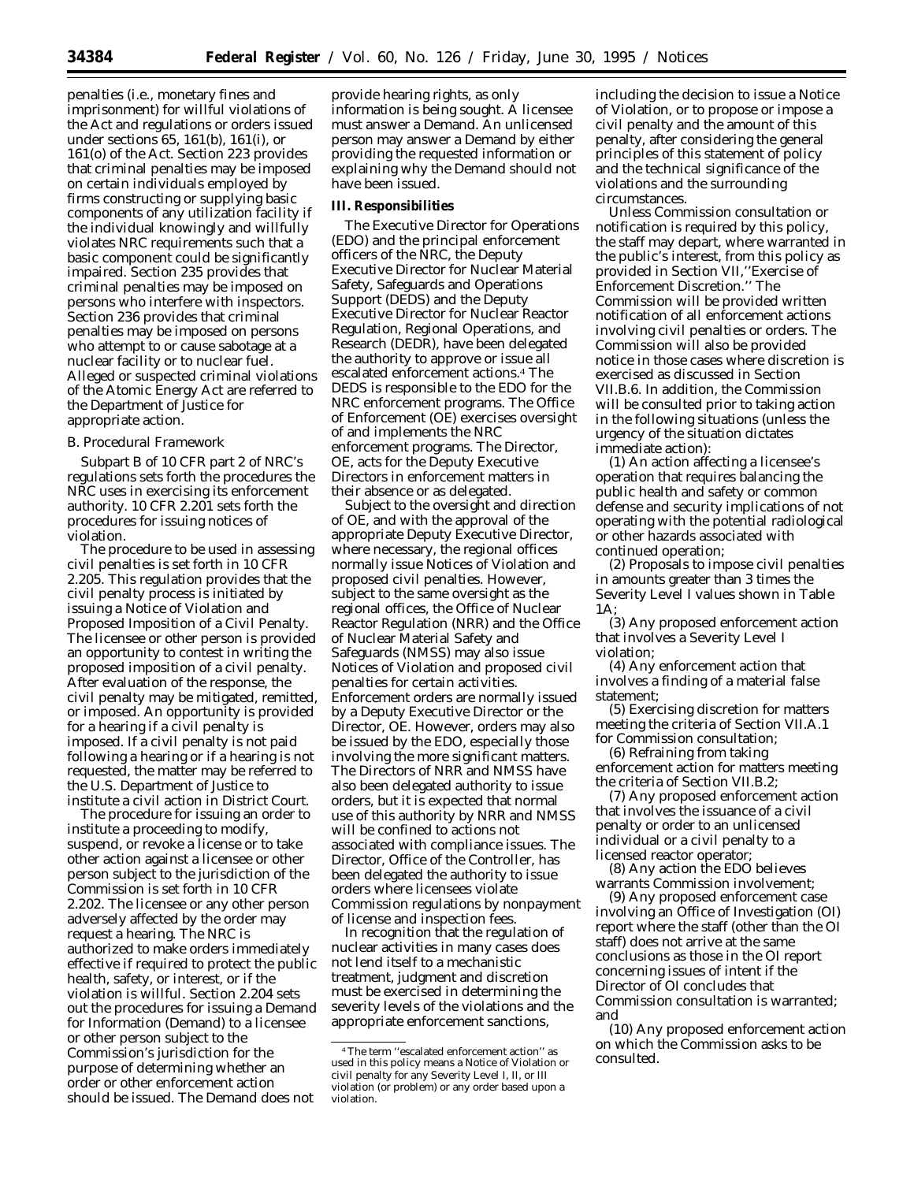penalties (i.e., monetary fines and imprisonment) for willful violations of the Act and regulations or orders issued under sections 65, 161(b), 161(i), or 161(o) of the Act. Section 223 provides that criminal penalties may be imposed on certain individuals employed by firms constructing or supplying basic components of any utilization facility if the individual knowingly and willfully violates NRC requirements such that a basic component could be significantly impaired. Section 235 provides that criminal penalties may be imposed on persons who interfere with inspectors. Section 236 provides that criminal penalties may be imposed on persons who attempt to or cause sabotage at a nuclear facility or to nuclear fuel. Alleged or suspected criminal violations of the Atomic Energy Act are referred to the Department of Justice for appropriate action.

*B. Procedural Framework*

Subpart B of 10 CFR part 2 of NRC's regulations sets forth the procedures the NRC uses in exercising its enforcement authority. 10 CFR 2.201 sets forth the procedures for issuing notices of violation.

The procedure to be used in assessing civil penalties is set forth in 10 CFR 2.205. This regulation provides that the civil penalty process is initiated by issuing a Notice of Violation and Proposed Imposition of a Civil Penalty. The licensee or other person is provided an opportunity to contest in writing the proposed imposition of a civil penalty. After evaluation of the response, the civil penalty may be mitigated, remitted, or imposed. An opportunity is provided for a hearing if a civil penalty is imposed. If a civil penalty is not paid following a hearing or if a hearing is not requested, the matter may be referred to the U.S. Department of Justice to institute a civil action in District Court.

The procedure for issuing an order to institute a proceeding to modify, suspend, or revoke a license or to take other action against a licensee or other person subject to the jurisdiction of the Commission is set forth in 10 CFR 2.202. The licensee or any other person adversely affected by the order may request a hearing. The NRC is authorized to make orders immediately effective if required to protect the public health, safety, or interest, or if the violation is willful. Section 2.204 sets out the procedures for issuing a Demand for Information (Demand) to a licensee or other person subject to the Commission's jurisdiction for the purpose of determining whether an order or other enforcement action should be issued. The Demand does not provide hearing rights, as only information is being sought. A licensee must answer a Demand. An unlicensed person may answer a Demand by either providing the requested information or explaining why the Demand should not have been issued.

**III. Responsibilities**

The Executive Director for Operations (EDO) and the principal enforcement officers of the NRC, the Deputy Executive Director for Nuclear Material Safety, Safeguards and Operations Support (DEDS) and the Deputy Executive Director for Nuclear Reactor Regulation, Regional Operations, and Research (DEDR), have been delegated the authority to approve or issue all escalated enforcement actions.[4] The DEDS is responsible to the EDO for the NRC enforcement programs. The Office of Enforcement (OE) exercises oversight of and implements the NRC enforcement programs. The Director, OE, acts for the Deputy Executive Directors in enforcement matters in their absence or as delegated.

Subject to the oversight and direction of OE, and with the approval of the appropriate Deputy Executive Director, where necessary, the regional offices normally issue Notices of Violation and proposed civil penalties. However, subject to the same oversight as the regional offices, the Office of Nuclear Reactor Regulation (NRR) and the Office of Nuclear Material Safety and Safeguards (NMSS) may also issue Notices of Violation and proposed civil penalties for certain activities. Enforcement orders are normally issued by a Deputy Executive Director or the Director, OE. However, orders may also be issued by the EDO, especially those involving the more significant matters. The Directors of NRR and NMSS have also been delegated authority to issue orders, but it is expected that normal use of this authority by NRR and NMSS will be confined to actions not associated with compliance issues. The Director, Office of the Controller, has been delegated the authority to issue orders where licensees violate Commission regulations by nonpayment of license and inspection fees.

In recognition that the regulation of nuclear activities in many cases does not lend itself to a mechanistic treatment, judgment and discretion must be exercised in determining the severity levels of the violations and the appropriate enforcement sanctions, including the decision to issue a Notice of Violation, or to propose or impose a civil penalty and the amount of this penalty, after considering the general principles of this statement of policy and the technical significance of the violations and the surrounding circumstances.

Unless Commission consultation or notification is required by this policy, the staff may depart, where warranted in the public's interest, from this policy as provided in Section VII,''Exercise of Enforcement Discretion.'' The Commission will be provided written notification of all enforcement actions involving civil penalties or orders. The Commission will also be provided notice in those cases where discretion is exercised as discussed in Section VII.B.6. In addition, the Commission will be consulted prior to taking action in the following situations (unless the urgency of the situation dictates immediate action):

(1) An action affecting a licensee's operation that requires balancing the public health and safety or common defense and security implications of not operating with the potential radiological or other hazards associated with continued operation;

(2) Proposals to impose civil penalties in amounts greater than 3 times the Severity Level I values shown in Table 1A;

(3) Any proposed enforcement action that involves a Severity Level I violation;

(4) Any enforcement action that involves a finding of a material false statement;

(5) Exercising discretion for matters meeting the criteria of Section VII.A.1 for Commission consultation;

(6) Refraining from taking enforcement action for matters meeting the criteria of Section VII.B.2;

(7) Any proposed enforcement action that involves the issuance of a civil penalty or order to an unlicensed individual or a civil penalty to a licensed reactor operator;

(8) Any action the EDO believes warrants Commission involvement;

(9) Any proposed enforcement case involving an Office of Investigation (OI) report where the staff (other than the OI staff) does not arrive at the same conclusions as those in the OI report concerning issues of intent if the Director of OI concludes that Commission consultation is warranted; and

(10) Any proposed enforcement action on which the Commission asks to be consulted.

[4] The term ''escalated enforcement action'' as used in this policy means a Notice of Violation or civil penalty for any Severity Level I, II, or III violation (or problem) or any order based upon a violation.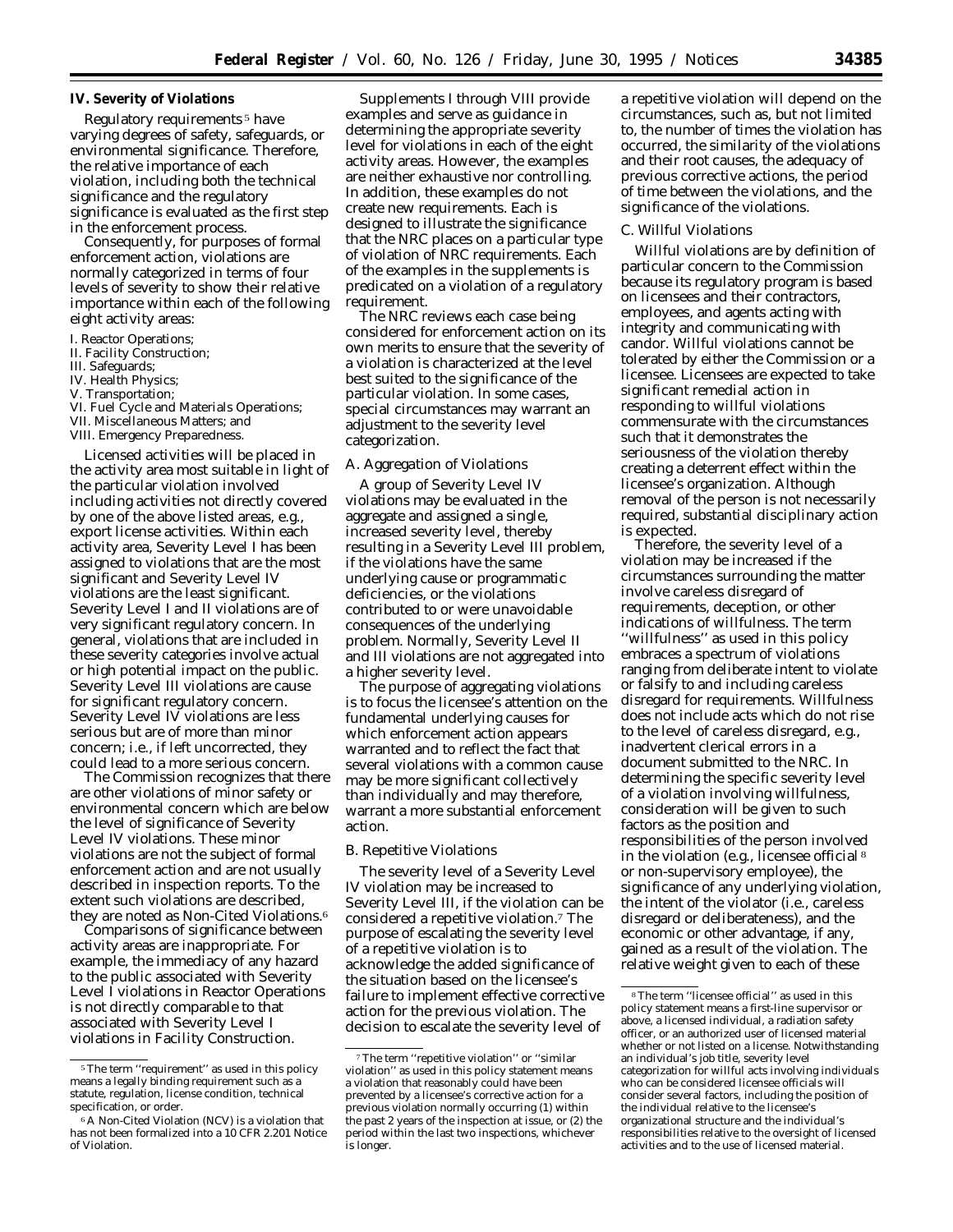## IV. Severity of Violations

Regulatory requirements[5] have varying degrees of safety, safeguards, or environmental significance. Therefore, the relative importance of each violation, including both the technical significance and the regulatory significance is evaluated as the first step in the enforcement process.

Consequently, for purposes of formal enforcement action, violations are normally categorized in terms of four levels of severity to show their relative importance within each of the following eight activity areas:

I. Reactor Operations;
II. Facility Construction;
III. Safeguards;
IV. Health Physics;
V. Transportation;
VI. Fuel Cycle and Materials Operations;
VII. Miscellaneous Matters; and
VIII. Emergency Preparedness.

Licensed activities will be placed in the activity area most suitable in light of the particular violation involved including activities not directly covered by one of the above listed areas, e.g., export license activities. Within each activity area, Severity Level I has been assigned to violations that are the most significant and Severity Level IV violations are the least significant. Severity Level I and II violations are of very significant regulatory concern. In general, violations that are included in these severity categories involve actual or high potential impact on the public. Severity Level III violations are cause for significant regulatory concern. Severity Level IV violations are less serious but are of more than minor concern; i.e., if left uncorrected, they could lead to a more serious concern.

The Commission recognizes that there are other violations of minor safety or environmental concern which are below the level of significance of Severity Level IV violations. These minor violations are not the subject of formal enforcement action and are not usually described in inspection reports. To the extent such violations are described, they are noted as Non-Cited Violations.[6]

Comparisons of significance between activity areas are inappropriate. For example, the immediacy of any hazard to the public associated with Severity Level I violations in Reactor Operations is not directly comparable to that associated with Severity Level I violations in Facility Construction.

Supplements I through VIII provide examples and serve as guidance in determining the appropriate severity level for violations in each of the eight activity areas. However, the examples are neither exhaustive nor controlling. In addition, these examples do not create new requirements. Each is designed to illustrate the significance that the NRC places on a particular type of violation of NRC requirements. Each of the examples in the supplements is predicated on a violation of a regulatory requirement.

The NRC reviews each case being considered for enforcement action on its own merits to ensure that the severity of a violation is characterized at the level best suited to the significance of the particular violation. In some cases, special circumstances may warrant an adjustment to the severity level categorization.

### A. Aggregation of Violations

A group of Severity Level IV violations may be evaluated in the aggregate and assigned a single, increased severity level, thereby resulting in a Severity Level III problem, if the violations have the same underlying cause or programmatic deficiencies, or the violations contributed to or were unavoidable consequences of the underlying problem. Normally, Severity Level II and III violations are not aggregated into a higher severity level.

The purpose of aggregating violations is to focus the licensee's attention on the fundamental underlying causes for which enforcement action appears warranted and to reflect the fact that several violations with a common cause may be more significant collectively than individually and may therefore, warrant a more substantial enforcement action.

### B. Repetitive Violations

The severity level of a Severity Level IV violation may be increased to Severity Level III, if the violation can be considered a repetitive violation.[7] The purpose of escalating the severity level of a repetitive violation is to acknowledge the added significance of the situation based on the licensee's failure to implement effective corrective action for the previous violation. The decision to escalate the severity level of a repetitive violation will depend on the circumstances, such as, but not limited to, the number of times the violation has occurred, the similarity of the violations and their root causes, the adequacy of previous corrective actions, the period of time between the violations, and the significance of the violations.

### C. Willful Violations

Willful violations are by definition of particular concern to the Commission because its regulatory program is based on licensees and their contractors, employees, and agents acting with integrity and communicating with candor. Willful violations cannot be tolerated by either the Commission or a licensee. Licensees are expected to take significant remedial action in responding to willful violations commensurate with the circumstances such that it demonstrates the seriousness of the violation thereby creating a deterrent effect within the licensee's organization. Although removal of the person is not necessarily required, substantial disciplinary action is expected.

Therefore, the severity level of a violation may be increased if the circumstances surrounding the matter involve careless disregard of requirements, deception, or other indications of willfulness. The term ''willfulness'' as used in this policy embraces a spectrum of violations ranging from deliberate intent to violate or falsify to and including careless disregard for requirements. Willfulness does not include acts which do not rise to the level of careless disregard, e.g., inadvertent clerical errors in a document submitted to the NRC. In determining the specific severity level of a violation involving willfulness, consideration will be given to such factors as the position and responsibilities of the person involved in the violation (e.g., licensee official[8] or non-supervisory employee), the significance of any underlying violation, the intent of the violator (i.e., careless disregard or deliberateness), and the economic or other advantage, if any, gained as a result of the violation. The relative weight given to each of these

---

[5] The term ''requirement'' as used in this policy means a legally binding requirement such as a statute, regulation, license condition, technical specification, or order.

[6] A Non-Cited Violation (NCV) is a violation that has not been formalized into a 10 CFR 2.201 Notice of Violation.

[7] The term ''repetitive violation'' or ''similar violation'' as used in this policy statement means a violation that reasonably could have been prevented by a licensee's corrective action for a previous violation normally occurring (1) within the past 2 years of the inspection at issue, or (2) the period within the last two inspections, whichever is longer.

[8] The term ''licensee official'' as used in this policy statement means a first-line supervisor or above, a licensed individual, a radiation safety officer, or an authorized user of licensed material whether or not listed on a license. Notwithstanding an individual's job title, severity level categorization for willful acts involving individuals who can be considered licensee officials will consider several factors, including the position of the individual relative to the licensee's organizational structure and the individual's responsibilities relative to the oversight of licensed activities and to the use of licensed material.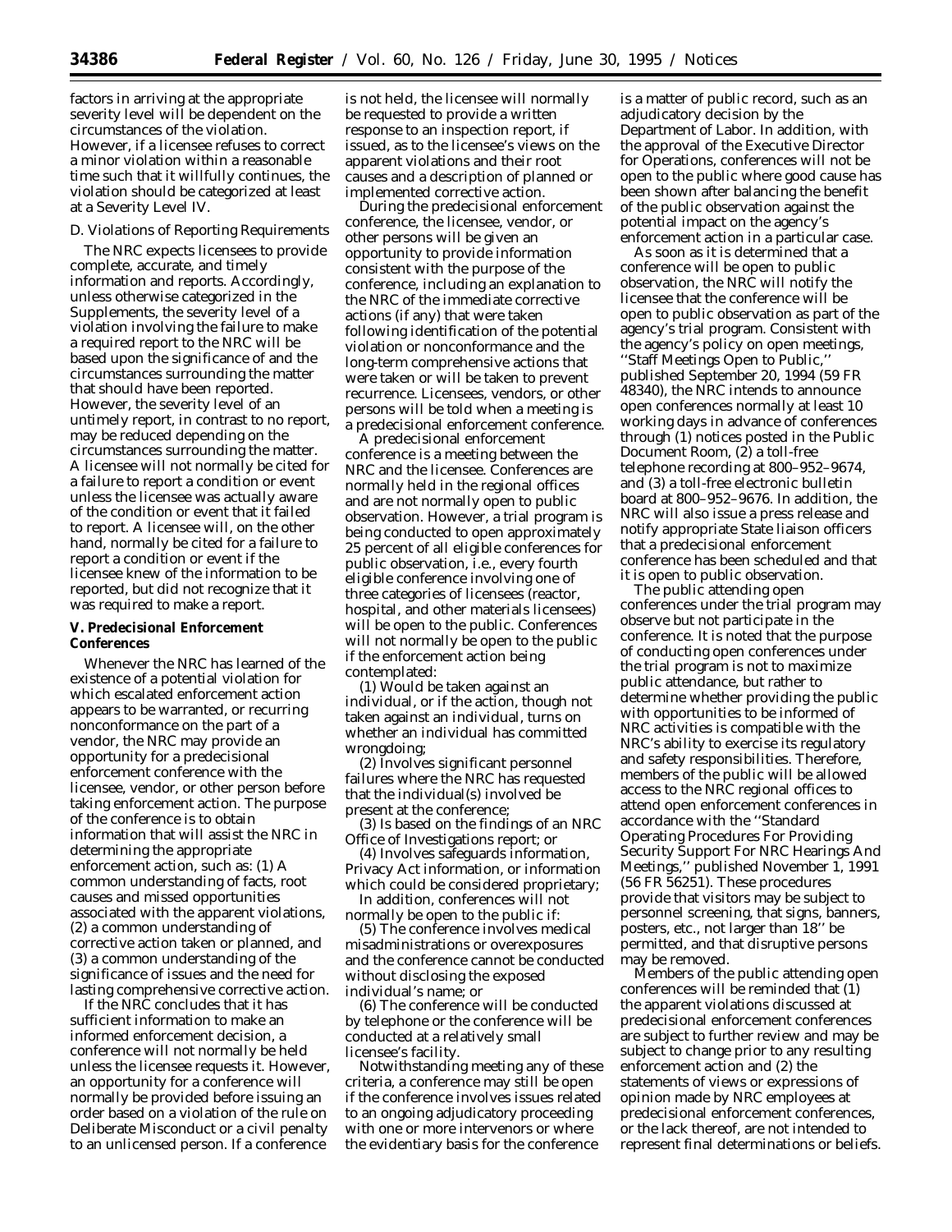factors in arriving at the appropriate severity level will be dependent on the circumstances of the violation. However, if a licensee refuses to correct a minor violation within a reasonable time such that it willfully continues, the violation should be categorized at least at a Severity Level IV.

*D. Violations of Reporting Requirements*

The NRC expects licensees to provide complete, accurate, and timely information and reports. Accordingly, unless otherwise categorized in the Supplements, the severity level of a violation involving the failure to make a required report to the NRC will be based upon the significance of and the circumstances surrounding the matter that should have been reported. However, the severity level of an untimely report, in contrast to no report, may be reduced depending on the circumstances surrounding the matter. A licensee will not normally be cited for a failure to report a condition or event unless the licensee was actually aware of the condition or event that it failed to report. A licensee will, on the other hand, normally be cited for a failure to report a condition or event if the licensee knew of the information to be reported, but did not recognize that it was required to make a report.

**V. Predecisional Enforcement Conferences**

Whenever the NRC has learned of the existence of a potential violation for which escalated enforcement action appears to be warranted, or recurring nonconformance on the part of a vendor, the NRC may provide an opportunity for a predecisional enforcement conference with the licensee, vendor, or other person before taking enforcement action. The purpose of the conference is to obtain information that will assist the NRC in determining the appropriate enforcement action, such as: (1) A common understanding of facts, root causes and missed opportunities associated with the apparent violations, (2) a common understanding of corrective action taken or planned, and (3) a common understanding of the significance of issues and the need for lasting comprehensive corrective action.

If the NRC concludes that it has sufficient information to make an informed enforcement decision, a conference will not normally be held unless the licensee requests it. However, an opportunity for a conference will normally be provided before issuing an order based on a violation of the rule on Deliberate Misconduct or a civil penalty to an unlicensed person. If a conference is not held, the licensee will normally be requested to provide a written response to an inspection report, if issued, as to the licensee's views on the apparent violations and their root causes and a description of planned or implemented corrective action.

During the predecisional enforcement conference, the licensee, vendor, or other persons will be given an opportunity to provide information consistent with the purpose of the conference, including an explanation to the NRC of the immediate corrective actions (if any) that were taken following identification of the potential violation or nonconformance and the long-term comprehensive actions that were taken or will be taken to prevent recurrence. Licensees, vendors, or other persons will be told when a meeting is a predecisional enforcement conference.

A predecisional enforcement conference is a meeting between the NRC and the licensee. Conferences are normally held in the regional offices and are not normally open to public observation. However, a trial program is being conducted to open approximately 25 percent of all eligible conferences for public observation, i.e., every fourth eligible conference involving one of three categories of licensees (reactor, hospital, and other materials licensees) will be open to the public. Conferences will not normally be open to the public if the enforcement action being contemplated:

(1) Would be taken against an individual, or if the action, though not taken against an individual, turns on whether an individual has committed wrongdoing;

(2) Involves significant personnel failures where the NRC has requested that the individual(s) involved be present at the conference;

(3) Is based on the findings of an NRC Office of Investigations report; or

(4) Involves safeguards information, Privacy Act information, or information which could be considered proprietary;

In addition, conferences will not normally be open to the public if:

(5) The conference involves medical misadministrations or overexposures and the conference cannot be conducted without disclosing the exposed individual's name; or

(6) The conference will be conducted by telephone or the conference will be conducted at a relatively small licensee's facility.

Notwithstanding meeting any of these criteria, a conference may still be open if the conference involves issues related to an ongoing adjudicatory proceeding with one or more intervenors or where the evidentiary basis for the conference is a matter of public record, such as an adjudicatory decision by the Department of Labor. In addition, with the approval of the Executive Director for Operations, conferences will not be open to the public where good cause has been shown after balancing the benefit of the public observation against the potential impact on the agency's enforcement action in a particular case.

As soon as it is determined that a conference will be open to public observation, the NRC will notify the licensee that the conference will be open to public observation as part of the agency's trial program. Consistent with the agency's policy on open meetings, ''Staff Meetings Open to Public,'' published September 20, 1994 (59 FR 48340), the NRC intends to announce open conferences normally at least 10 working days in advance of conferences through (1) notices posted in the Public Document Room, (2) a toll-free telephone recording at 800–952–9674, and (3) a toll-free electronic bulletin board at 800–952–9676. In addition, the NRC will also issue a press release and notify appropriate State liaison officers that a predecisional enforcement conference has been scheduled and that it is open to public observation.

The public attending open conferences under the trial program may observe but not participate in the conference. It is noted that the purpose of conducting open conferences under the trial program is not to maximize public attendance, but rather to determine whether providing the public with opportunities to be informed of NRC activities is compatible with the NRC's ability to exercise its regulatory and safety responsibilities. Therefore, members of the public will be allowed access to the NRC regional offices to attend open enforcement conferences in accordance with the ''Standard Operating Procedures For Providing Security Support For NRC Hearings And Meetings,'' published November 1, 1991 (56 FR 56251). These procedures provide that visitors may be subject to personnel screening, that signs, banners, posters, etc., not larger than 18'' be permitted, and that disruptive persons may be removed.

Members of the public attending open conferences will be reminded that (1) the apparent violations discussed at predecisional enforcement conferences are subject to further review and may be subject to change prior to any resulting enforcement action and (2) the statements of views or expressions of opinion made by NRC employees at predecisional enforcement conferences, or the lack thereof, are not intended to represent final determinations or beliefs.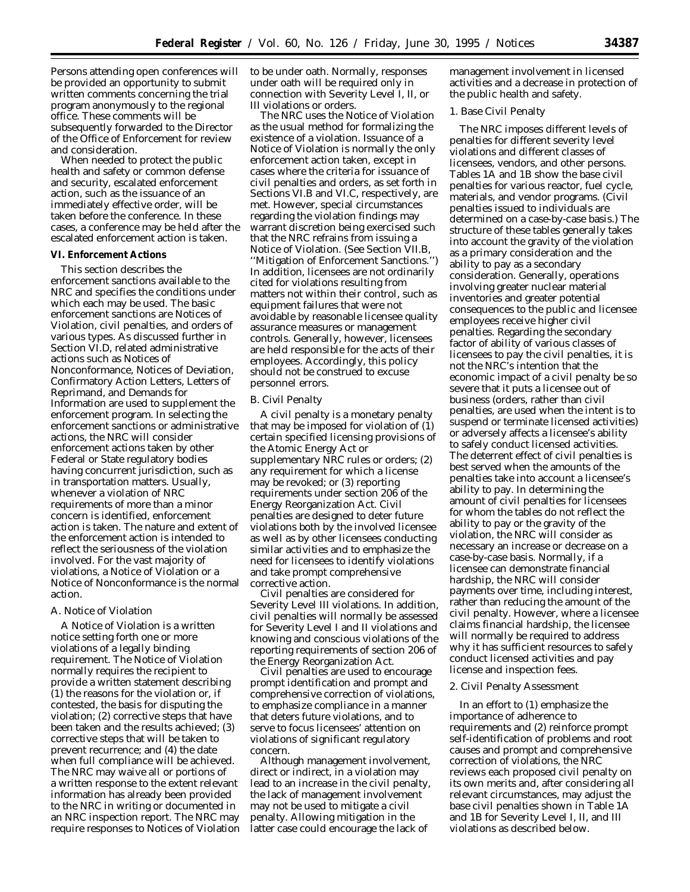Persons attending open conferences will be provided an opportunity to submit written comments concerning the trial program anonymously to the regional office. These comments will be subsequently forwarded to the Director of the Office of Enforcement for review and consideration.

When needed to protect the public health and safety or common defense and security, escalated enforcement action, such as the issuance of an immediately effective order, will be taken before the conference. In these cases, a conference may be held after the escalated enforcement action is taken.

## VI. Enforcement Actions

This section describes the enforcement sanctions available to the NRC and specifies the conditions under which each may be used. The basic enforcement sanctions are Notices of Violation, civil penalties, and orders of various types. As discussed further in Section VI.D, related administrative actions such as Notices of Nonconformance, Notices of Deviation, Confirmatory Action Letters, Letters of Reprimand, and Demands for Information are used to supplement the enforcement program. In selecting the enforcement sanctions or administrative actions, the NRC will consider enforcement actions taken by other Federal or State regulatory bodies having concurrent jurisdiction, such as in transportation matters. Usually, whenever a violation of NRC requirements of more than a minor concern is identified, enforcement action is taken. The nature and extent of the enforcement action is intended to reflect the seriousness of the violation involved. For the vast majority of violations, a Notice of Violation or a Notice of Nonconformance is the normal action.

### A. Notice of Violation

A Notice of Violation is a written notice setting forth one or more violations of a legally binding requirement. The Notice of Violation normally requires the recipient to provide a written statement describing (1) the reasons for the violation or, if contested, the basis for disputing the violation; (2) corrective steps that have been taken and the results achieved; (3) corrective steps that will be taken to prevent recurrence; and (4) the date when full compliance will be achieved. The NRC may waive all or portions of a written response to the extent relevant information has already been provided to the NRC in writing or documented in an NRC inspection report. The NRC may require responses to Notices of Violation to be under oath. Normally, responses under oath will be required only in connection with Severity Level I, II, or III violations or orders.

The NRC uses the Notice of Violation as the usual method for formalizing the existence of a violation. Issuance of a Notice of Violation is normally the only enforcement action taken, except in cases where the criteria for issuance of civil penalties and orders, as set forth in Sections VI.B and VI.C, respectively, are met. However, special circumstances regarding the violation findings may warrant discretion being exercised such that the NRC refrains from issuing a Notice of Violation. (See Section VII.B, "Mitigation of Enforcement Sanctions.") In addition, licensees are not ordinarily cited for violations resulting from matters not within their control, such as equipment failures that were not avoidable by reasonable licensee quality assurance measures or management controls. Generally, however, licensees are held responsible for the acts of their employees. Accordingly, this policy should not be construed to excuse personnel errors.

### B. Civil Penalty

A civil penalty is a monetary penalty that may be imposed for violation of (1) certain specified licensing provisions of the Atomic Energy Act or supplementary NRC rules or orders; (2) any requirement for which a license may be revoked; or (3) reporting requirements under section 206 of the Energy Reorganization Act. Civil penalties are designed to deter future violations both by the involved licensee as well as by other licensees conducting similar activities and to emphasize the need for licensees to identify violations and take prompt comprehensive corrective action.

Civil penalties are considered for Severity Level III violations. In addition, civil penalties will normally be assessed for Severity Level I and II violations and knowing and conscious violations of the reporting requirements of section 206 of the Energy Reorganization Act.

Civil penalties are used to encourage prompt identification and prompt and comprehensive correction of violations, to emphasize compliance in a manner that deters future violations, and to serve to focus licensees' attention on violations of significant regulatory concern.

Although management involvement, direct or indirect, in a violation may lead to an increase in the civil penalty, the lack of management involvement may not be used to mitigate a civil penalty. Allowing mitigation in the latter case could encourage the lack of management involvement in licensed activities and a decrease in protection of the public health and safety.

#### 1. Base Civil Penalty

The NRC imposes different levels of penalties for different severity level violations and different classes of licensees, vendors, and other persons. Tables 1A and 1B show the base civil penalties for various reactor, fuel cycle, materials, and vendor programs. (Civil penalties issued to individuals are determined on a case-by-case basis.) The structure of these tables generally takes into account the gravity of the violation as a primary consideration and the ability to pay as a secondary consideration. Generally, operations involving greater nuclear material inventories and greater potential consequences to the public and licensee employees receive higher civil penalties. Regarding the secondary factor of ability of various classes of licensees to pay the civil penalties, it is not the NRC's intention that the economic impact of a civil penalty be so severe that it puts a licensee out of business (orders, rather than civil penalties, are used when the intent is to suspend or terminate licensed activities) or adversely affects a licensee's ability to safely conduct licensed activities. The deterrent effect of civil penalties is best served when the amounts of the penalties take into account a licensee's ability to pay. In determining the amount of civil penalties for licensees for whom the tables do not reflect the ability to pay or the gravity of the violation, the NRC will consider as necessary an increase or decrease on a case-by-case basis. Normally, if a licensee can demonstrate financial hardship, the NRC will consider payments over time, including interest, rather than reducing the amount of the civil penalty. However, where a licensee claims financial hardship, the licensee will normally be required to address why it has sufficient resources to safely conduct licensed activities and pay license and inspection fees.

#### 2. Civil Penalty Assessment

In an effort to (1) emphasize the importance of adherence to requirements and (2) reinforce prompt self-identification of problems and root causes and prompt and comprehensive correction of violations, the NRC reviews each proposed civil penalty on its own merits and, after considering all relevant circumstances, may adjust the base civil penalties shown in Table 1A and 1B for Severity Level I, II, and III violations as described below.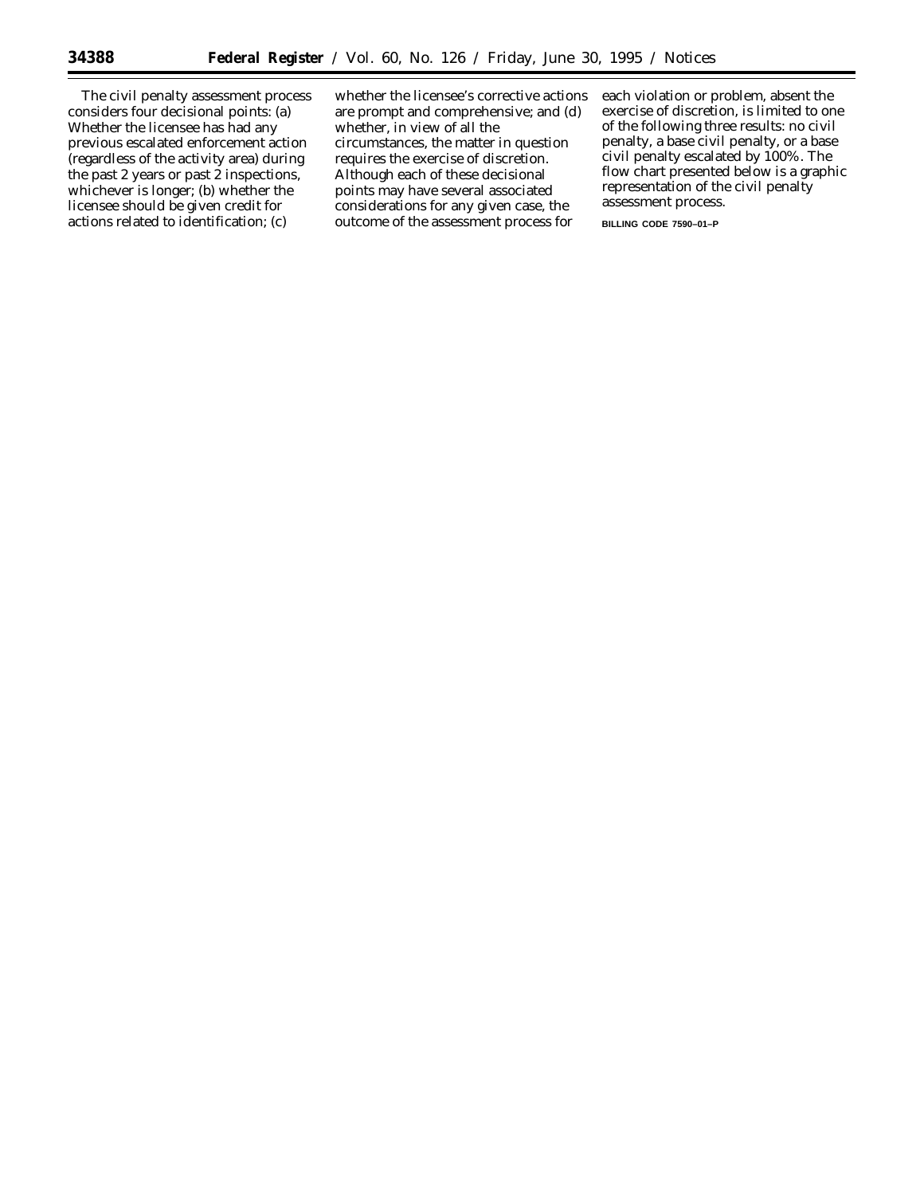The civil penalty assessment process considers four decisional points: (a) Whether the licensee has had any previous escalated enforcement action (regardless of the activity area) during the past 2 years or past 2 inspections, whichever is longer; (b) whether the licensee should be given credit for actions related to identification; (c) whether the licensee's corrective actions are prompt and comprehensive; and (d) whether, in view of all the circumstances, the matter in question requires the exercise of discretion. Although each of these decisional points may have several associated considerations for any given case, the outcome of the assessment process for each violation or problem, absent the exercise of discretion, is limited to one of the following three results: no civil penalty, a base civil penalty, or a base civil penalty escalated by 100%. The flow chart presented below is a graphic representation of the civil penalty assessment process.

BILLING CODE 7590–01–P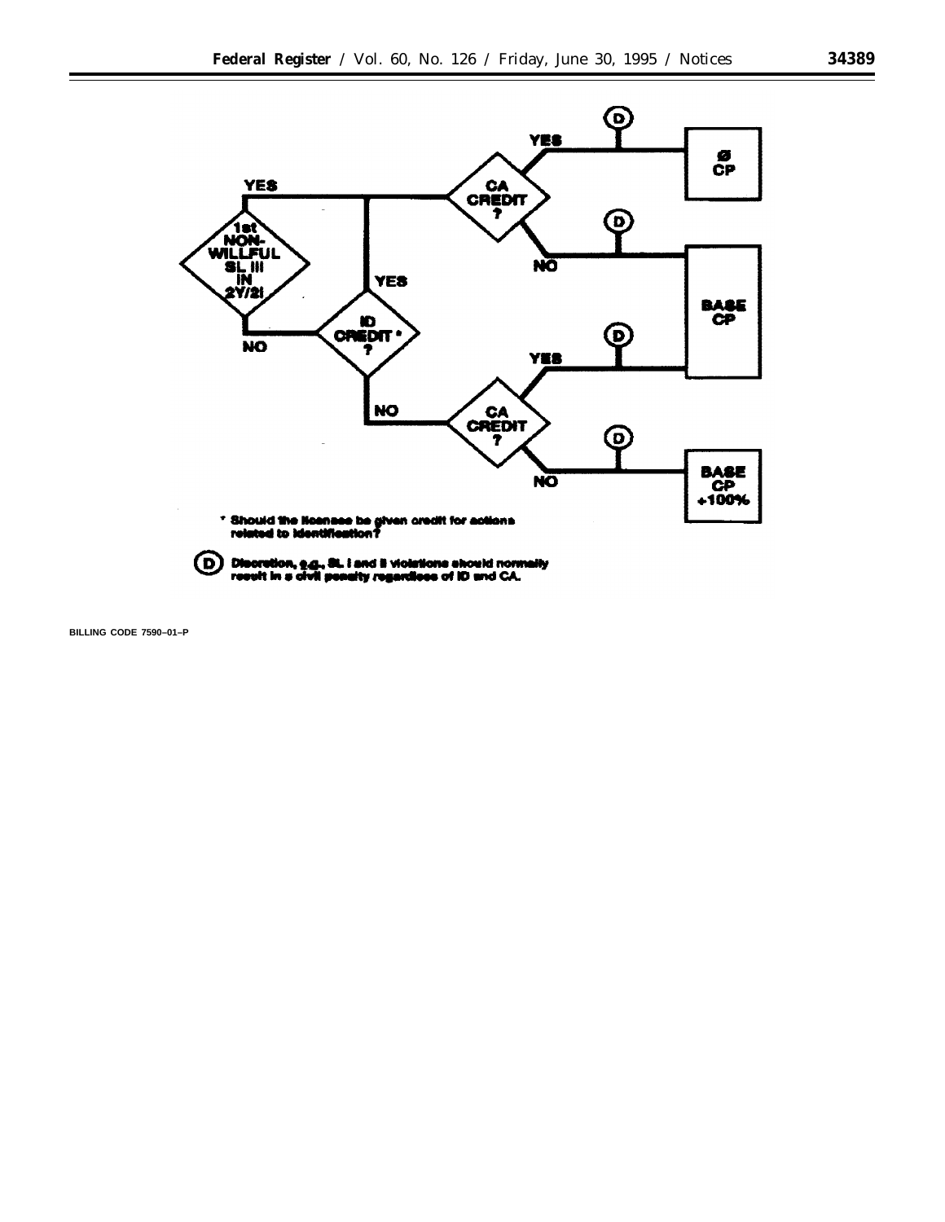YES

1st NON-WILLFUL SL III IN 2Y/2I

NO

YES

ID CREDIT * ?

NO

CA CREDIT ?

YES

NO

CA CREDIT ?

YES

NO

D

Ø CP

BASE CP

BASE CP +100%

\* Should the licensee be given credit for actions related to identification?

(D) Discretion, *e.g.*, SL I and II violations should normally result in a civil penalty regardless of ID and CA.

BILLING CODE 7590–01–P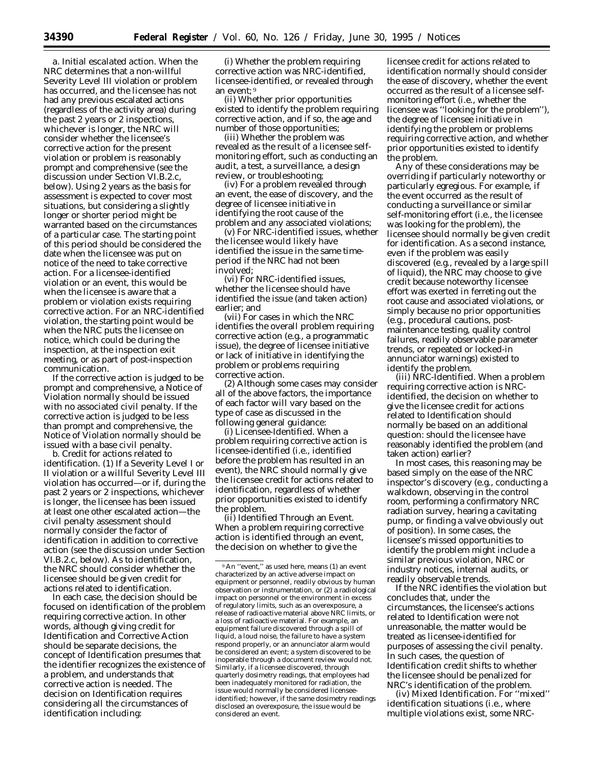a. *Initial escalated action.* When the NRC determines that a non-willful Severity Level III violation or problem has occurred, and the licensee has not had any previous escalated actions (regardless of the activity area) during the past 2 years or 2 inspections, whichever is longer, the NRC will consider whether the licensee's corrective action for the present violation or problem is reasonably prompt and comprehensive (see the discussion under Section VI.B.2.c, below). Using 2 years as the basis for assessment is expected to cover most situations, but considering a slightly longer or shorter period might be warranted based on the circumstances of a particular case. The starting point of this period should be considered the date when the licensee was put on notice of the need to take corrective action. For a licensee-identified violation or an event, this would be when the licensee is aware that a problem or violation exists requiring corrective action. For an NRC-identified violation, the starting point would be when the NRC puts the licensee on notice, which could be during the inspection, at the inspection exit meeting, or as part of post-inspection communication.

If the corrective action is judged to be prompt and comprehensive, a Notice of Violation normally should be issued with no associated civil penalty. If the corrective action is judged to be less than prompt and comprehensive, the Notice of Violation normally should be issued with a base civil penalty.

b. *Credit for actions related to identification.* (1) If a Severity Level I or II violation or a willful Severity Level III violation has occurred—or if, during the past 2 years or 2 inspections, whichever is longer, the licensee has been issued at least one other escalated action—the civil penalty assessment should normally consider the factor of identification in addition to corrective action (see the discussion under Section VI.B.2.c, below). As to identification, the NRC should consider whether the licensee should be given credit for actions related to identification.

In each case, the decision should be focused on identification of the problem requiring corrective action. In other words, although giving credit for Identification and Corrective Action should be separate decisions, the concept of Identification presumes that the identifier recognizes the existence of a problem, and understands that corrective action is needed. The decision on Identification requires considering all the circumstances of identification including:

(i) Whether the problem requiring corrective action was NRC-identified, licensee-identified, or revealed through an event;[9]

(ii) Whether prior opportunities existed to identify the problem requiring corrective action, and if so, the age and number of those opportunities;

(iii) Whether the problem was revealed as the result of a licensee self-monitoring effort, such as conducting an audit, a test, a surveillance, a design review, or troubleshooting;

(iv) For a problem revealed through an event, the ease of discovery, and the degree of licensee initiative in identifying the root cause of the problem and any associated violations;

(v) For NRC-identified issues, whether the licensee would likely have identified the issue in the same time-period if the NRC had not been involved;

(vi) For NRC-identified issues, whether the licensee should have identified the issue (and taken action) earlier; and

(vii) For cases in which the NRC identifies the overall problem requiring corrective action (e.g., a programmatic issue), the degree of licensee initiative or lack of initiative in identifying the problem or problems requiring corrective action.

(2) Although some cases may consider all of the above factors, the importance of each factor will vary based on the type of case as discussed in the following general guidance:

(i) *Licensee-Identified.* When a problem requiring corrective action is licensee-identified (i.e., identified before the problem has resulted in an event), the NRC should normally give the licensee credit for actions related to identification, regardless of whether prior opportunities existed to identify the problem.

(ii) *Identified Through an Event.* When a problem requiring corrective action is identified through an event, the decision on whether to give the licensee credit for actions related to identification normally should consider the ease of discovery, whether the event occurred as the result of a licensee self-monitoring effort (i.e., whether the licensee was "looking for the problem"), the degree of licensee initiative in identifying the problem or problems requiring corrective action, and whether prior opportunities existed to identify the problem.

Any of these considerations may be overriding if particularly noteworthy or particularly egregious. For example, if the event occurred as the result of conducting a surveillance or similar self-monitoring effort (i.e., the licensee was looking for the problem), the licensee should normally be given credit for identification. As a second instance, even if the problem was easily discovered (e.g., revealed by a large spill of liquid), the NRC may choose to give credit because noteworthy licensee effort was exerted in ferreting out the root cause and associated violations, or simply because no prior opportunities (e.g., procedural cautions, post-maintenance testing, quality control failures, readily observable parameter trends, or repeated or locked-in annunciator warnings) existed to identify the problem.

(iii) *NRC-Identified.* When a problem requiring corrective action is NRC-identified, the decision on whether to give the licensee credit for actions related to Identification should normally be based on an additional question: should the licensee have reasonably identified the problem (and taken action) earlier?

In most cases, this reasoning may be based simply on the ease of the NRC inspector's discovery (e.g., conducting a walkdown, observing in the control room, performing a confirmatory NRC radiation survey, hearing a cavitating pump, or finding a valve obviously out of position). In some cases, the licensee's missed opportunities to identify the problem might include a similar previous violation, NRC or industry notices, internal audits, or readily observable trends.

If the NRC identifies the violation but concludes that, under the circumstances, the licensee's actions related to Identification were not unreasonable, the matter would be treated as licensee-identified for purposes of assessing the civil penalty. In such cases, the question of Identification credit shifts to whether the licensee should be penalized for NRC's identification of the problem.

(iv) *Mixed Identification.* For "mixed" identification situations (i.e., where multiple violations exist, some NRC-

[9] An "event," as used here, means (1) an event characterized by an active adverse impact on equipment or personnel, readily obvious by human observation or instrumentation, or (2) a radiological impact on personnel or the environment in excess of regulatory limits, such as an overexposure, a release of radioactive material above NRC limits, or a loss of radioactive material. For example, an equipment failure discovered through a spill of liquid, a loud noise, the failure to have a system respond properly, or an annunciator alarm would be considered an event; a system discovered to be inoperable through a document review would not. Similarly, if a licensee discovered, through quarterly dosimetry readings, that employees had been inadequately monitored for radiation, the issue would normally be considered licensee-identified; however, if the same dosimetry readings disclosed an overexposure, the issue would be considered an event.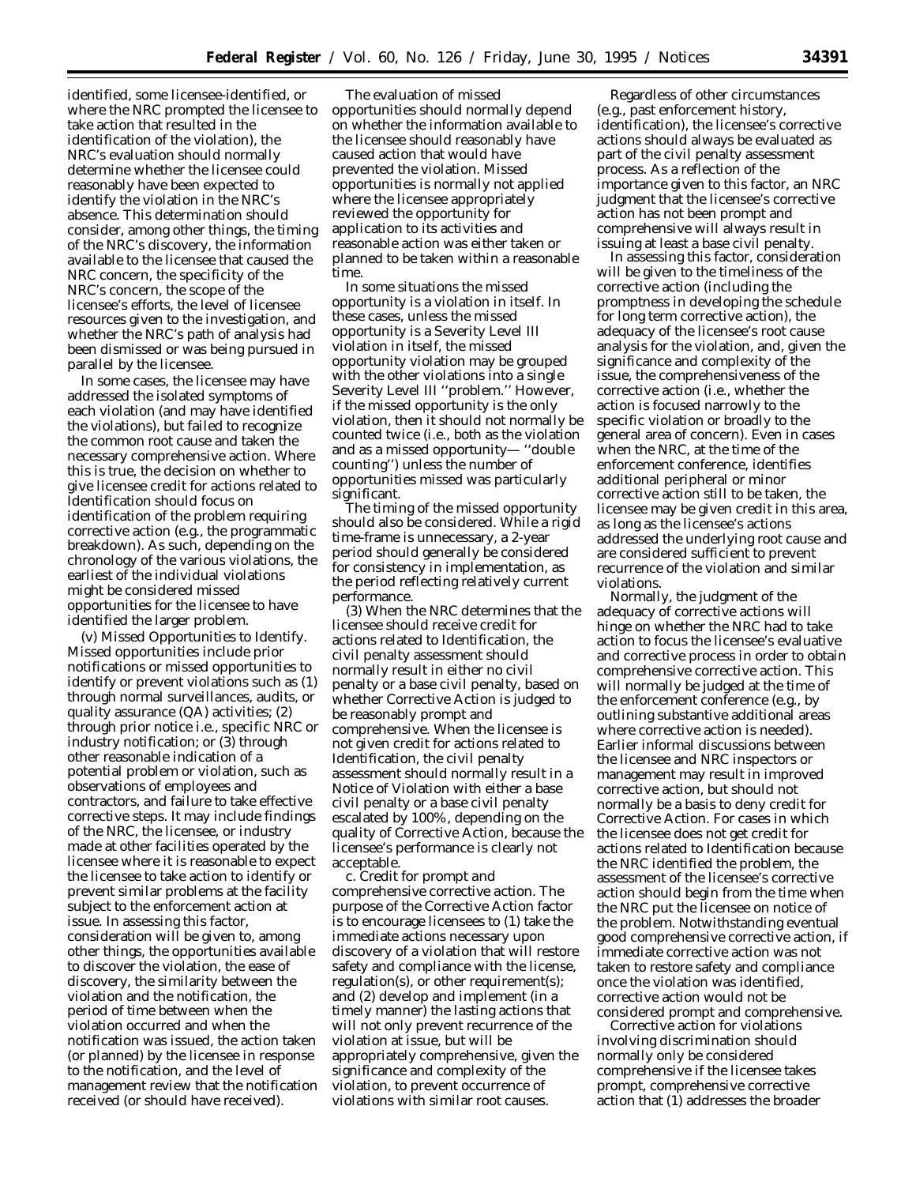identified, some licensee-identified, or where the NRC prompted the licensee to take action that resulted in the identification of the violation), the NRC's evaluation should normally determine whether the licensee could reasonably have been expected to identify the violation in the NRC's absence. This determination should consider, among other things, the timing of the NRC's discovery, the information available to the licensee that caused the NRC concern, the specificity of the NRC's concern, the scope of the licensee's efforts, the level of licensee resources given to the investigation, and whether the NRC's path of analysis had been dismissed or was being pursued in parallel by the licensee.

In some cases, the licensee may have addressed the isolated symptoms of each violation (and may have identified the violations), but failed to recognize the common root cause and taken the necessary comprehensive action. Where this is true, the decision on whether to give licensee credit for actions related to Identification should focus on identification of the problem requiring corrective action (e.g., the programmatic breakdown). As such, depending on the chronology of the various violations, the earliest of the individual violations might be considered missed opportunities for the licensee to have identified the larger problem.

(v) *Missed Opportunities to Identify.* Missed opportunities include prior notifications or missed opportunities to identify or prevent violations such as (1) through normal surveillances, audits, or quality assurance (QA) activities; (2) through prior notice i.e., specific NRC or industry notification; or (3) through other reasonable indication of a potential problem or violation, such as observations of employees and contractors, and failure to take effective corrective steps. It may include findings of the NRC, the licensee, or industry made at other facilities operated by the licensee where it is reasonable to expect the licensee to take action to identify or prevent similar problems at the facility subject to the enforcement action at issue. In assessing this factor, consideration will be given to, among other things, the opportunities available to discover the violation, the ease of discovery, the similarity between the violation and the notification, the period of time between when the violation occurred and when the notification was issued, the action taken (or planned) by the licensee in response to the notification, and the level of management review that the notification received (or should have received).

The evaluation of missed opportunities should normally depend on whether the information available to the licensee should reasonably have caused action that would have prevented the violation. Missed opportunities is normally not applied where the licensee appropriately reviewed the opportunity for application to its activities and reasonable action was either taken or planned to be taken within a reasonable time.

In some situations the missed opportunity is a violation in itself. In these cases, unless the missed opportunity is a Severity Level III violation in itself, the missed opportunity violation may be grouped with the other violations into a single Severity Level III "problem." However, if the missed opportunity is the only violation, then it should not normally be counted twice (i.e., both as the violation and as a missed opportunity— "double counting") unless the number of opportunities missed was particularly significant.

The timing of the missed opportunity should also be considered. While a rigid time-frame is unnecessary, a 2-year period should generally be considered for consistency in implementation, as the period reflecting relatively current performance.

(3) When the NRC determines that the licensee should receive credit for actions related to Identification, the civil penalty assessment should normally result in either no civil penalty or a base civil penalty, based on whether Corrective Action is judged to be reasonably prompt and comprehensive. When the licensee is not given credit for actions related to Identification, the civil penalty assessment should normally result in a Notice of Violation with either a base civil penalty or a base civil penalty escalated by 100%, depending on the quality of Corrective Action, because the licensee's performance is clearly not acceptable.

c. *Credit for prompt and comprehensive corrective action.* The purpose of the Corrective Action factor is to encourage licensees to (1) take the immediate actions necessary upon discovery of a violation that will restore safety and compliance with the license, regulation(s), or other requirement(s); and (2) develop and implement (in a timely manner) the lasting actions that will not only prevent recurrence of the violation at issue, but will be appropriately comprehensive, given the significance and complexity of the violation, to prevent occurrence of violations with similar root causes.

Regardless of other circumstances (e.g., past enforcement history, identification), the licensee's corrective actions should always be evaluated as part of the civil penalty assessment process. As a reflection of the importance given to this factor, an NRC judgment that the licensee's corrective action has not been prompt and comprehensive will always result in issuing at least a base civil penalty.

In assessing this factor, consideration will be given to the timeliness of the corrective action (including the promptness in developing the schedule for long term corrective action), the adequacy of the licensee's root cause analysis for the violation, and, given the significance and complexity of the issue, the comprehensiveness of the corrective action (i.e., whether the action is focused narrowly to the specific violation or broadly to the general area of concern). Even in cases when the NRC, at the time of the enforcement conference, identifies additional peripheral or minor corrective action still to be taken, the licensee may be given credit in this area, as long as the licensee's actions addressed the underlying root cause and are considered sufficient to prevent recurrence of the violation and similar violations.

Normally, the judgment of the adequacy of corrective actions will hinge on whether the NRC had to take action to focus the licensee's evaluative and corrective process in order to obtain comprehensive corrective action. This will normally be judged at the time of the enforcement conference (e.g., by outlining substantive additional areas where corrective action is needed). Earlier informal discussions between the licensee and NRC inspectors or management may result in improved corrective action, but should not normally be a basis to deny credit for Corrective Action. For cases in which the licensee does not get credit for actions related to Identification because the NRC identified the problem, the assessment of the licensee's corrective action should begin from the time when the NRC put the licensee on notice of the problem. Notwithstanding eventual good comprehensive corrective action, if immediate corrective action was not taken to restore safety and compliance once the violation was identified, corrective action would not be considered prompt and comprehensive.

Corrective action for violations involving discrimination should normally only be considered comprehensive if the licensee takes prompt, comprehensive corrective action that (1) addresses the broader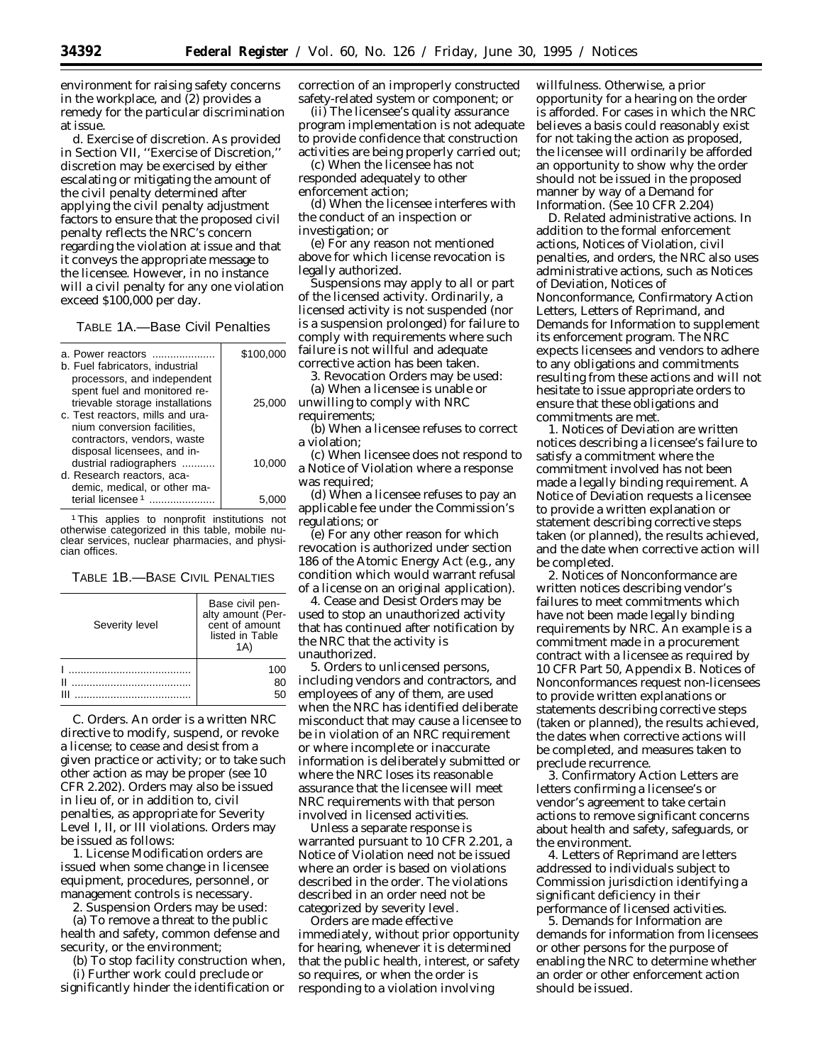environment for raising safety concerns in the workplace, and (2) provides a remedy for the particular discrimination at issue.

d. *Exercise of discretion.* As provided in Section VII, ''Exercise of Discretion,'' discretion may be exercised by either escalating or mitigating the amount of the civil penalty determined after applying the civil penalty adjustment factors to ensure that the proposed civil penalty reflects the NRC's concern regarding the violation at issue and that it conveys the appropriate message to the licensee. However, in no instance will a civil penalty for any one violation exceed $100,000 per day.

TABLE 1A.—Base Civil Penalties

| | |
|---|---|
| a. Power reactors | $100,000 |
| b. Fuel fabricators, industrial processors, and independent spent fuel and monitored retrievable storage installations | 25,000 |
| c. Test reactors, mills and uranium conversion facilities, contractors, vendors, waste disposal licensees, and industrial radiographers | 10,000 |
| d. Research reactors, academic, medical, or other material licensee [1] | 5,000 |

[1] This applies to nonprofit institutions not otherwise categorized in this table, mobile nuclear services, nuclear pharmacies, and physician offices.

TABLE 1B.—BASE CIVIL PENALTIES

| Severity level | Base civil penalty amount (Percent of amount listed in Table 1A) |
|---|---|
| I | 100 |
| II | 80 |
| III | 50 |

C. *Orders.* An order is a written NRC directive to modify, suspend, or revoke a license; to cease and desist from a given practice or activity; or to take such other action as may be proper (see 10 CFR 2.202). Orders may also be issued in lieu of, or in addition to, civil penalties, as appropriate for Severity Level I, II, or III violations. Orders may be issued as follows:

1. License Modification orders are issued when some change in licensee equipment, procedures, personnel, or management controls is necessary.

2. Suspension Orders may be used:

(a) To remove a threat to the public health and safety, common defense and security, or the environment;

(b) To stop facility construction when,

(i) Further work could preclude or significantly hinder the identification or correction of an improperly constructed safety-related system or component; or

(ii) The licensee's quality assurance program implementation is not adequate to provide confidence that construction activities are being properly carried out;

(c) When the licensee has not responded adequately to other enforcement action;

(d) When the licensee interferes with the conduct of an inspection or investigation; or

(e) For any reason not mentioned above for which license revocation is legally authorized.

Suspensions may apply to all or part of the licensed activity. Ordinarily, a licensed activity is not suspended (nor is a suspension prolonged) for failure to comply with requirements where such failure is not willful and adequate corrective action has been taken.

3. Revocation Orders may be used:

(a) When a licensee is unable or unwilling to comply with NRC requirements;

(b) When a licensee refuses to correct a violation;

(c) When licensee does not respond to a Notice of Violation where a response was required;

(d) When a licensee refuses to pay an applicable fee under the Commission's regulations; or

(e) For any other reason for which revocation is authorized under section 186 of the Atomic Energy Act (e.g., any condition which would warrant refusal of a license on an original application).

4. Cease and Desist Orders may be used to stop an unauthorized activity that has continued after notification by the NRC that the activity is unauthorized.

5. Orders to unlicensed persons, including vendors and contractors, and employees of any of them, are used when the NRC has identified deliberate misconduct that may cause a licensee to be in violation of an NRC requirement or where incomplete or inaccurate information is deliberately submitted or where the NRC loses its reasonable assurance that the licensee will meet NRC requirements with that person involved in licensed activities.

Unless a separate response is warranted pursuant to 10 CFR 2.201, a Notice of Violation need not be issued where an order is based on violations described in the order. The violations described in an order need not be categorized by severity level.

Orders are made effective immediately, without prior opportunity for hearing, whenever it is determined that the public health, interest, or safety so requires, or when the order is responding to a violation involving willfulness. Otherwise, a prior opportunity for a hearing on the order is afforded. For cases in which the NRC believes a basis could reasonably exist for not taking the action as proposed, the licensee will ordinarily be afforded an opportunity to show why the order should not be issued in the proposed manner by way of a Demand for Information. (See 10 CFR 2.204)

D. *Related administrative actions.* In addition to the formal enforcement actions, Notices of Violation, civil penalties, and orders, the NRC also uses administrative actions, such as Notices of Deviation, Notices of Nonconformance, Confirmatory Action Letters, Letters of Reprimand, and Demands for Information to supplement its enforcement program. The NRC expects licensees and vendors to adhere to any obligations and commitments resulting from these actions and will not hesitate to issue appropriate orders to ensure that these obligations and commitments are met.

1. Notices of Deviation are written notices describing a licensee's failure to satisfy a commitment where the commitment involved has not been made a legally binding requirement. A Notice of Deviation requests a licensee to provide a written explanation or statement describing corrective steps taken (or planned), the results achieved, and the date when corrective action will be completed.

2. Notices of Nonconformance are written notices describing vendor's failures to meet commitments which have not been made legally binding requirements by NRC. An example is a commitment made in a procurement contract with a licensee as required by 10 CFR Part 50, Appendix B. Notices of Nonconformances request non-licensees to provide written explanations or statements describing corrective steps (taken or planned), the results achieved, the dates when corrective actions will be completed, and measures taken to preclude recurrence.

3. Confirmatory Action Letters are letters confirming a licensee's or vendor's agreement to take certain actions to remove significant concerns about health and safety, safeguards, or the environment.

4. Letters of Reprimand are letters addressed to individuals subject to Commission jurisdiction identifying a significant deficiency in their performance of licensed activities.

5. Demands for Information are demands for information from licensees or other persons for the purpose of enabling the NRC to determine whether an order or other enforcement action should be issued.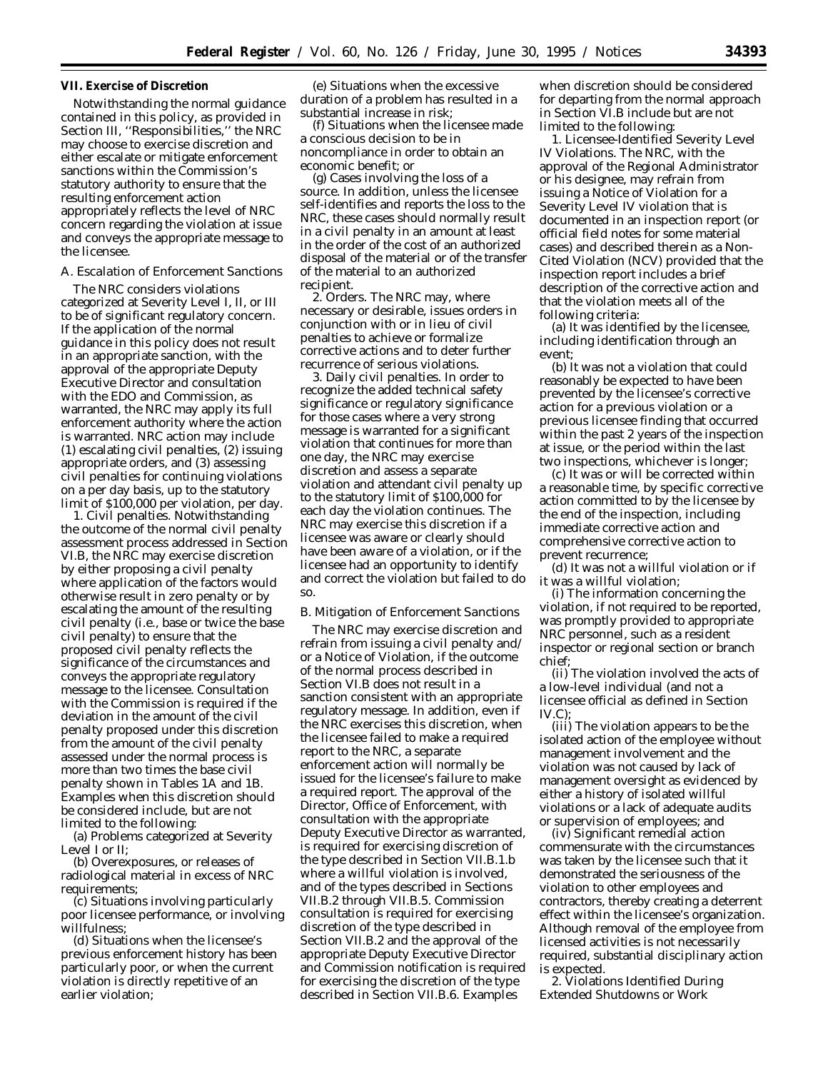## VII. Exercise of Discretion

Notwithstanding the normal guidance contained in this policy, as provided in Section III, ''Responsibilities,'' the NRC may choose to exercise discretion and either escalate or mitigate enforcement sanctions within the Commission's statutory authority to ensure that the resulting enforcement action appropriately reflects the level of NRC concern regarding the violation at issue and conveys the appropriate message to the licensee.

### A. Escalation of Enforcement Sanctions

The NRC considers violations categorized at Severity Level I, II, or III to be of significant regulatory concern. If the application of the normal guidance in this policy does not result in an appropriate sanction, with the approval of the appropriate Deputy Executive Director and consultation with the EDO and Commission, as warranted, the NRC may apply its full enforcement authority where the action is warranted. NRC action may include (1) escalating civil penalties, (2) issuing appropriate orders, and (3) assessing civil penalties for continuing violations on a per day basis, up to the statutory limit of $100,000 per violation, per day.

1. *Civil penalties.* Notwithstanding the outcome of the normal civil penalty assessment process addressed in Section VI.B, the NRC may exercise discretion by either proposing a civil penalty where application of the factors would otherwise result in zero penalty or by escalating the amount of the resulting civil penalty (i.e., base or twice the base civil penalty) to ensure that the proposed civil penalty reflects the significance of the circumstances and conveys the appropriate regulatory message to the licensee. Consultation with the Commission is required if the deviation in the amount of the civil penalty proposed under this discretion from the amount of the civil penalty assessed under the normal process is more than two times the base civil penalty shown in Tables 1A and 1B. Examples when this discretion should be considered include, but are not limited to the following:

(a) Problems categorized at Severity Level I or II;

(b) Overexposures, or releases of radiological material in excess of NRC requirements;

(c) Situations involving particularly poor licensee performance, or involving willfulness;

(d) Situations when the licensee's previous enforcement history has been particularly poor, or when the current violation is directly repetitive of an earlier violation;

(e) Situations when the excessive duration of a problem has resulted in a substantial increase in risk;

(f) Situations when the licensee made a conscious decision to be in noncompliance in order to obtain an economic benefit; or

(g) Cases involving the loss of a source. In addition, unless the licensee self-identifies and reports the loss to the NRC, these cases should normally result in a civil penalty in an amount at least in the order of the cost of an authorized disposal of the material or of the transfer of the material to an authorized recipient.

2. *Orders.* The NRC may, where necessary or desirable, issues orders in conjunction with or in lieu of civil penalties to achieve or formalize corrective actions and to deter further recurrence of serious violations.

3. *Daily civil penalties.* In order to recognize the added technical safety significance or regulatory significance for those cases where a very strong message is warranted for a significant violation that continues for more than one day, the NRC may exercise discretion and assess a separate violation and attendant civil penalty up to the statutory limit of $100,000 for each day the violation continues. The NRC may exercise this discretion if a licensee was aware or clearly should have been aware of a violation, or if the licensee had an opportunity to identify and correct the violation but failed to do so.

### B. Mitigation of Enforcement Sanctions

The NRC may exercise discretion and refrain from issuing a civil penalty and/or a Notice of Violation, if the outcome of the normal process described in Section VI.B does not result in a sanction consistent with an appropriate regulatory message. In addition, even if the NRC exercises this discretion, when the licensee failed to make a required report to the NRC, a separate enforcement action will normally be issued for the licensee's failure to make a required report. The approval of the Director, Office of Enforcement, with consultation with the appropriate Deputy Executive Director as warranted, is required for exercising discretion of the type described in Section VII.B.1.b where a willful violation is involved, and of the types described in Sections VII.B.2 through VII.B.5. Commission consultation is required for exercising discretion of the type described in Section VII.B.2 and the approval of the appropriate Deputy Executive Director and Commission notification is required for exercising the discretion of the type described in Section VII.B.6. Examples when discretion should be considered for departing from the normal approach in Section VI.B include but are not limited to the following:

1. *Licensee-Identified Severity Level IV Violations.* The NRC, with the approval of the Regional Administrator or his designee, may refrain from issuing a Notice of Violation for a Severity Level IV violation that is documented in an inspection report (or official field notes for some material cases) and described therein as a Non-Cited Violation (NCV) provided that the inspection report includes a brief description of the corrective action and that the violation meets all of the following criteria:

(a) It was identified by the licensee, including identification through an event;

(b) It was not a violation that could reasonably be expected to have been prevented by the licensee's corrective action for a previous violation or a previous licensee finding that occurred within the past 2 years of the inspection at issue, or the period within the last two inspections, whichever is longer;

(c) It was or will be corrected within a reasonable time, by specific corrective action committed to by the licensee by the end of the inspection, including immediate corrective action and comprehensive corrective action to prevent recurrence;

(d) It was not a willful violation or if it was a willful violation;

(i) The information concerning the violation, if not required to be reported, was promptly provided to appropriate NRC personnel, such as a resident inspector or regional section or branch chief;

(ii) The violation involved the acts of a low-level individual (and not a licensee official as defined in Section IV.C);

(iii) The violation appears to be the isolated action of the employee without management involvement and the violation was not caused by lack of management oversight as evidenced by either a history of isolated willful violations or a lack of adequate audits or supervision of employees; and

(iv) Significant remedial action commensurate with the circumstances was taken by the licensee such that it demonstrated the seriousness of the violation to other employees and contractors, thereby creating a deterrent effect within the licensee's organization. Although removal of the employee from licensed activities is not necessarily required, substantial disciplinary action is expected.

2. *Violations Identified During Extended Shutdowns or Work*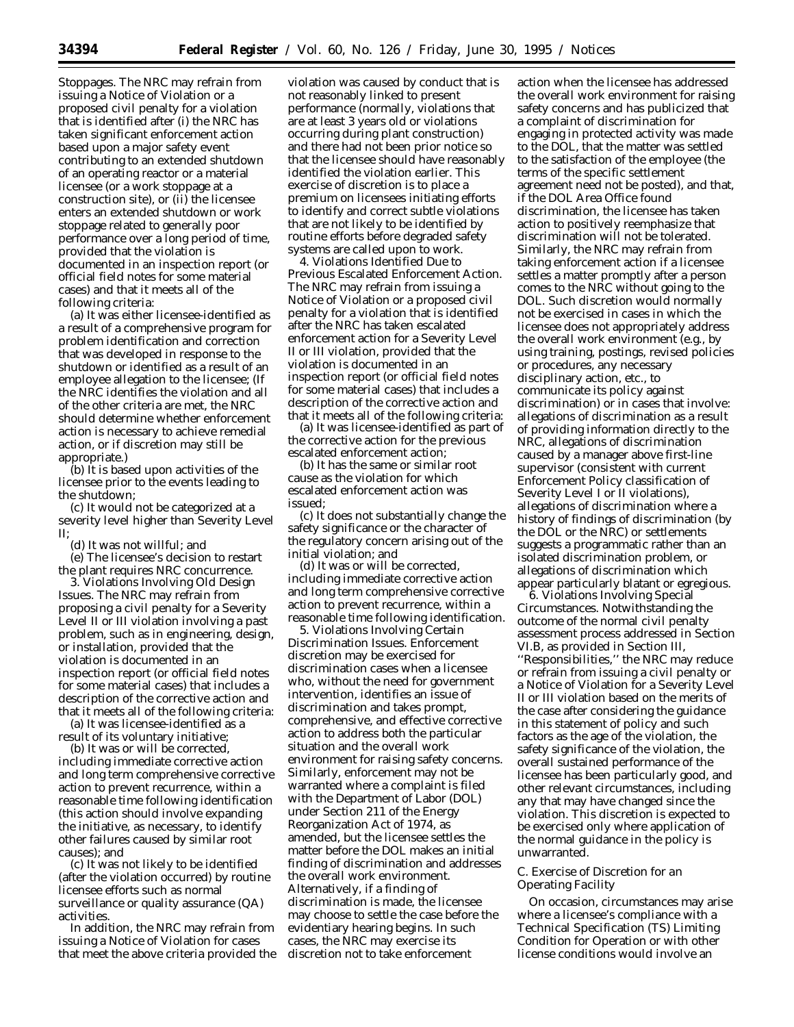Stoppages. The NRC may refrain from issuing a Notice of Violation or a proposed civil penalty for a violation that is identified after (i) the NRC has taken significant enforcement action based upon a major safety event contributing to an extended shutdown of an operating reactor or a material licensee (or a work stoppage at a construction site), or (ii) the licensee enters an extended shutdown or work stoppage related to generally poor performance over a long period of time, provided that the violation is documented in an inspection report (or official field notes for some material cases) and that it meets all of the following criteria:

(a) It was either licensee-identified as a result of a comprehensive program for problem identification and correction that was developed in response to the shutdown or identified as a result of an employee allegation to the licensee; (If the NRC identifies the violation and all of the other criteria are met, the NRC should determine whether enforcement action is necessary to achieve remedial action, or if discretion may still be appropriate.)

(b) It is based upon activities of the licensee prior to the events leading to the shutdown;

(c) It would not be categorized at a severity level higher than Severity Level II;

(d) It was not willful; and

(e) The licensee's decision to restart the plant requires NRC concurrence.

3. Violations Involving Old Design Issues. The NRC may refrain from proposing a civil penalty for a Severity Level II or III violation involving a past problem, such as in engineering, design, or installation, provided that the violation is documented in an inspection report (or official field notes for some material cases) that includes a description of the corrective action and that it meets all of the following criteria:

(a) It was licensee-identified as a result of its voluntary initiative;

(b) It was or will be corrected, including immediate corrective action and long term comprehensive corrective action to prevent recurrence, within a reasonable time following identification (this action should involve expanding the initiative, as necessary, to identify other failures caused by similar root causes); and

(c) It was not likely to be identified (after the violation occurred) by routine licensee efforts such as normal surveillance or quality assurance (QA) activities.

In addition, the NRC may refrain from issuing a Notice of Violation for cases that meet the above criteria provided the violation was caused by conduct that is not reasonably linked to present performance (normally, violations that are at least 3 years old or violations occurring during plant construction) and there had not been prior notice so that the licensee should have reasonably identified the violation earlier. This exercise of discretion is to place a premium on licensees initiating efforts to identify and correct subtle violations that are not likely to be identified by routine efforts before degraded safety systems are called upon to work.

4. Violations Identified Due to Previous Escalated Enforcement Action. The NRC may refrain from issuing a Notice of Violation or a proposed civil penalty for a violation that is identified after the NRC has taken escalated enforcement action for a Severity Level II or III violation, provided that the violation is documented in an inspection report (or official field notes for some material cases) that includes a description of the corrective action and that it meets all of the following criteria:

(a) It was licensee-identified as part of the corrective action for the previous escalated enforcement action;

(b) It has the same or similar root cause as the violation for which escalated enforcement action was issued;

(c) It does not substantially change the safety significance or the character of the regulatory concern arising out of the initial violation; and

(d) It was or will be corrected, including immediate corrective action and long term comprehensive corrective action to prevent recurrence, within a reasonable time following identification.

5. Violations Involving Certain Discrimination Issues. Enforcement discretion may be exercised for discrimination cases when a licensee who, without the need for government intervention, identifies an issue of discrimination and takes prompt, comprehensive, and effective corrective action to address both the particular situation and the overall work environment for raising safety concerns. Similarly, enforcement may not be warranted where a complaint is filed with the Department of Labor (DOL) under Section 211 of the Energy Reorganization Act of 1974, as amended, but the licensee settles the matter before the DOL makes an initial finding of discrimination and addresses the overall work environment. Alternatively, if a finding of discrimination is made, the licensee may choose to settle the case before the evidentiary hearing begins. In such cases, the NRC may exercise its discretion not to take enforcement action when the licensee has addressed the overall work environment for raising safety concerns and has publicized that a complaint of discrimination for engaging in protected activity was made to the DOL, that the matter was settled to the satisfaction of the employee (the terms of the specific settlement agreement need not be posted), and that, if the DOL Area Office found discrimination, the licensee has taken action to positively reemphasize that discrimination will not be tolerated. Similarly, the NRC may refrain from taking enforcement action if a licensee settles a matter promptly after a person comes to the NRC without going to the DOL. Such discretion would normally not be exercised in cases in which the licensee does not appropriately address the overall work environment (e.g., by using training, postings, revised policies or procedures, any necessary disciplinary action, etc., to communicate its policy against discrimination) or in cases that involve: allegations of discrimination as a result of providing information directly to the NRC, allegations of discrimination caused by a manager above first-line supervisor (consistent with current Enforcement Policy classification of Severity Level I or II violations), allegations of discrimination where a history of findings of discrimination (by the DOL or the NRC) or settlements suggests a programmatic rather than an isolated discrimination problem, or allegations of discrimination which appear particularly blatant or egregious.

6. Violations Involving Special Circumstances. Notwithstanding the outcome of the normal civil penalty assessment process addressed in Section VI.B, as provided in Section III, "Responsibilities," the NRC may reduce or refrain from issuing a civil penalty or a Notice of Violation for a Severity Level II or III violation based on the merits of the case after considering the guidance in this statement of policy and such factors as the age of the violation, the safety significance of the violation, the overall sustained performance of the licensee has been particularly good, and other relevant circumstances, including any that may have changed since the violation. This discretion is expected to be exercised only where application of the normal guidance in the policy is unwarranted.

C. Exercise of Discretion for an Operating Facility

On occasion, circumstances may arise where a licensee's compliance with a Technical Specification (TS) Limiting Condition for Operation or with other license conditions would involve an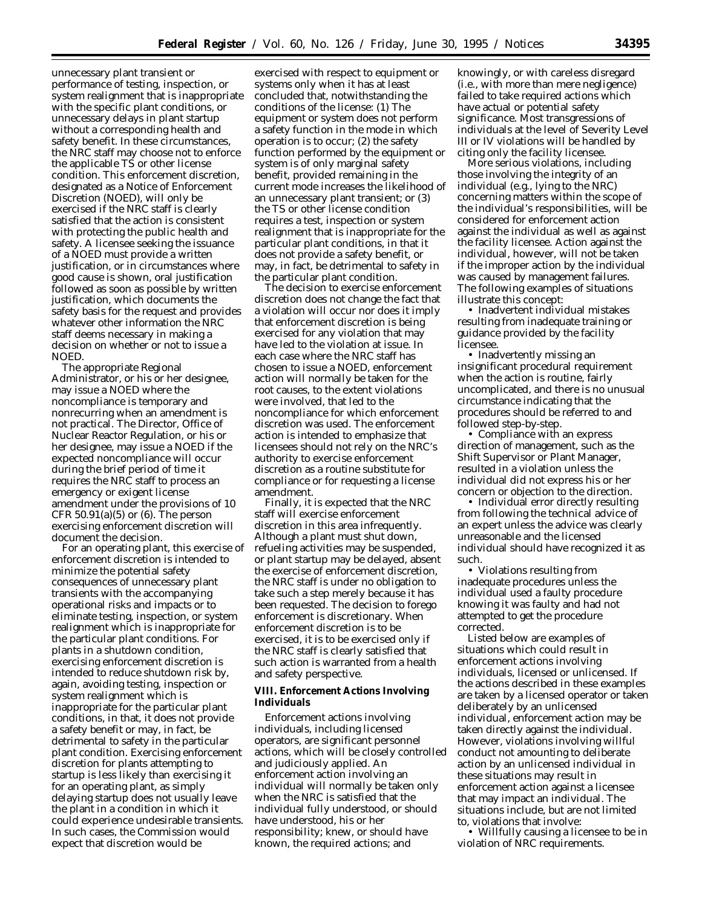unnecessary plant transient or performance of testing, inspection, or system realignment that is inappropriate with the specific plant conditions, or unnecessary delays in plant startup without a corresponding health and safety benefit. In these circumstances, the NRC staff may choose not to enforce the applicable TS or other license condition. This enforcement discretion, designated as a Notice of Enforcement Discretion (NOED), will only be exercised if the NRC staff is clearly satisfied that the action is consistent with protecting the public health and safety. A licensee seeking the issuance of a NOED must provide a written justification, or in circumstances where good cause is shown, oral justification followed as soon as possible by written justification, which documents the safety basis for the request and provides whatever other information the NRC staff deems necessary in making a decision on whether or not to issue a NOED.

The appropriate Regional Administrator, or his or her designee, may issue a NOED where the noncompliance is temporary and nonrecurring when an amendment is not practical. The Director, Office of Nuclear Reactor Regulation, or his or her designee, may issue a NOED if the expected noncompliance will occur during the brief period of time it requires the NRC staff to process an emergency or exigent license amendment under the provisions of 10 CFR 50.91(a)(5) or (6). The person exercising enforcement discretion will document the decision.

For an operating plant, this exercise of enforcement discretion is intended to minimize the potential safety consequences of unnecessary plant transients with the accompanying operational risks and impacts or to eliminate testing, inspection, or system realignment which is inappropriate for the particular plant conditions. For plants in a shutdown condition, exercising enforcement discretion is intended to reduce shutdown risk by, again, avoiding testing, inspection or system realignment which is inappropriate for the particular plant conditions, in that, it does not provide a safety benefit or may, in fact, be detrimental to safety in the particular plant condition. Exercising enforcement discretion for plants attempting to startup is less likely than exercising it for an operating plant, as simply delaying startup does not usually leave the plant in a condition in which it could experience undesirable transients. In such cases, the Commission would expect that discretion would be exercised with respect to equipment or systems only when it has at least concluded that, notwithstanding the conditions of the license: (1) The equipment or system does not perform a safety function in the mode in which operation is to occur; (2) the safety function performed by the equipment or system is of only marginal safety benefit, provided remaining in the current mode increases the likelihood of an unnecessary plant transient; or (3) the TS or other license condition requires a test, inspection or system realignment that is inappropriate for the particular plant conditions, in that it does not provide a safety benefit, or may, in fact, be detrimental to safety in the particular plant condition.

The decision to exercise enforcement discretion does not change the fact that a violation will occur nor does it imply that enforcement discretion is being exercised for any violation that may have led to the violation at issue. In each case where the NRC staff has chosen to issue a NOED, enforcement action will normally be taken for the root causes, to the extent violations were involved, that led to the noncompliance for which enforcement discretion was used. The enforcement action is intended to emphasize that licensees should not rely on the NRC's authority to exercise enforcement discretion as a routine substitute for compliance or for requesting a license amendment.

Finally, it is expected that the NRC staff will exercise enforcement discretion in this area infrequently. Although a plant must shut down, refueling activities may be suspended, or plant startup may be delayed, absent the exercise of enforcement discretion, the NRC staff is under no obligation to take such a step merely because it has been requested. The decision to forego enforcement is discretionary. When enforcement discretion is to be exercised, it is to be exercised only if the NRC staff is clearly satisfied that such action is warranted from a health and safety perspective.

## VIII. Enforcement Actions Involving Individuals

Enforcement actions involving individuals, including licensed operators, are significant personnel actions, which will be closely controlled and judiciously applied. An enforcement action involving an individual will normally be taken only when the NRC is satisfied that the individual fully understood, or should have understood, his or her responsibility; knew, or should have known, the required actions; and knowingly, or with careless disregard (i.e., with more than mere negligence) failed to take required actions which have actual or potential safety significance. Most transgressions of individuals at the level of Severity Level III or IV violations will be handled by citing only the facility licensee.

More serious violations, including those involving the integrity of an individual (e.g., lying to the NRC) concerning matters within the scope of the individual's responsibilities, will be considered for enforcement action against the individual as well as against the facility licensee. Action against the individual, however, will not be taken if the improper action by the individual was caused by management failures. The following examples of situations illustrate this concept:

- Inadvertent individual mistakes resulting from inadequate training or guidance provided by the facility licensee.
- Inadvertently missing an insignificant procedural requirement when the action is routine, fairly uncomplicated, and there is no unusual circumstance indicating that the procedures should be referred to and followed step-by-step.
- Compliance with an express direction of management, such as the Shift Supervisor or Plant Manager, resulted in a violation unless the individual did not express his or her concern or objection to the direction.
- Individual error directly resulting from following the technical advice of an expert unless the advice was clearly unreasonable and the licensed individual should have recognized it as such.
- Violations resulting from inadequate procedures unless the individual used a faulty procedure knowing it was faulty and had not attempted to get the procedure corrected.

Listed below are examples of situations which could result in enforcement actions involving individuals, licensed or unlicensed. If the actions described in these examples are taken by a licensed operator or taken deliberately by an unlicensed individual, enforcement action may be taken directly against the individual. However, violations involving willful conduct not amounting to deliberate action by an unlicensed individual in these situations may result in enforcement action against a licensee that may impact an individual. The situations include, but are not limited to, violations that involve:

- Willfully causing a licensee to be in violation of NRC requirements.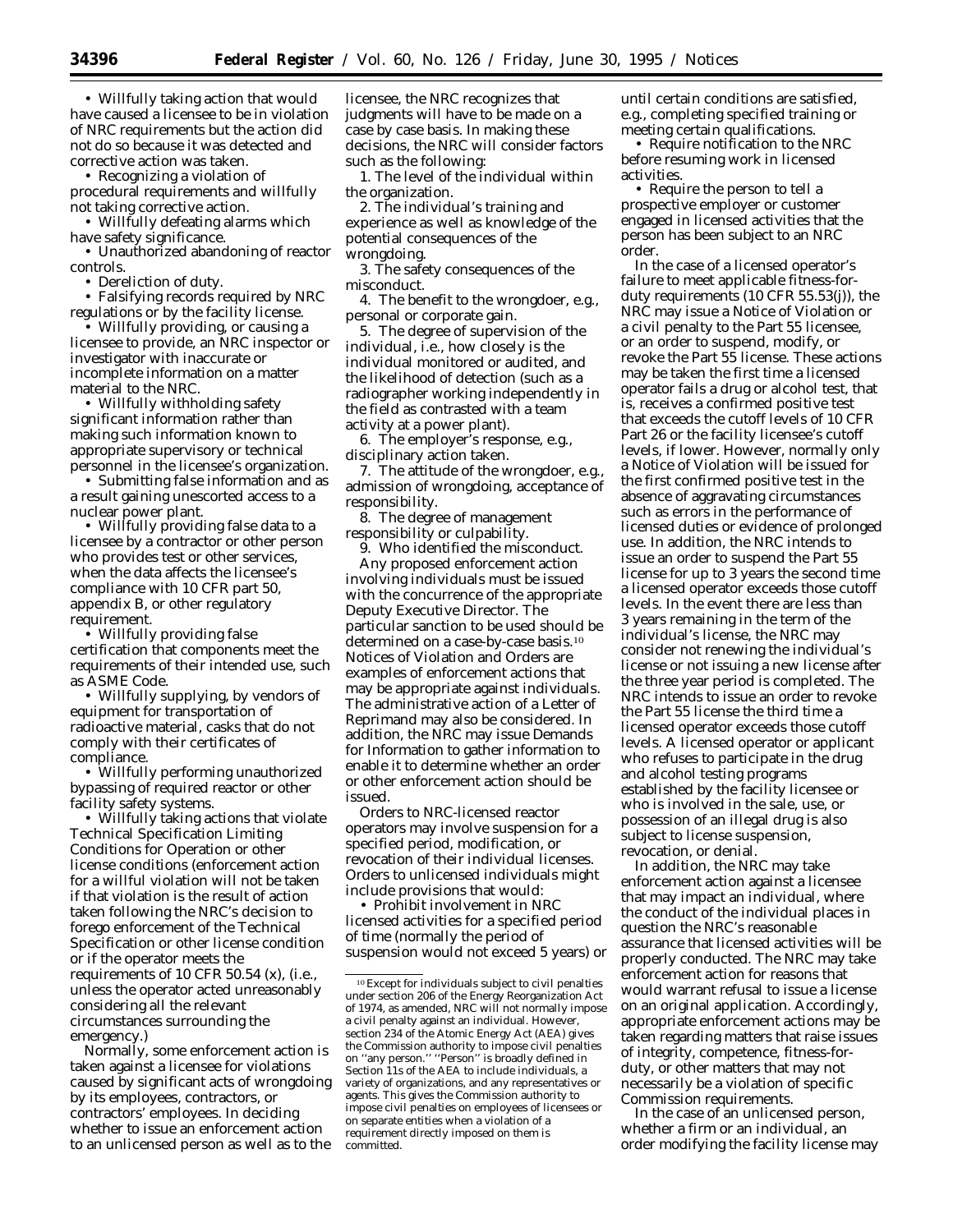• Willfully taking action that would have caused a licensee to be in violation of NRC requirements but the action did not do so because it was detected and corrective action was taken.

• Recognizing a violation of procedural requirements and willfully not taking corrective action.

• Willfully defeating alarms which have safety significance.

• Unauthorized abandoning of reactor controls.

• Dereliction of duty.

• Falsifying records required by NRC regulations or by the facility license.

• Willfully providing, or causing a licensee to provide, an NRC inspector or investigator with inaccurate or incomplete information on a matter material to the NRC.

• Willfully withholding safety significant information rather than making such information known to appropriate supervisory or technical personnel in the licensee's organization.

• Submitting false information and as a result gaining unescorted access to a nuclear power plant.

• Willfully providing false data to a licensee by a contractor or other person who provides test or other services, when the data affects the licensee's compliance with 10 CFR part 50, appendix B, or other regulatory requirement.

• Willfully providing false certification that components meet the requirements of their intended use, such as ASME Code.

• Willfully supplying, by vendors of equipment for transportation of radioactive material, casks that do not comply with their certificates of compliance.

• Willfully performing unauthorized bypassing of required reactor or other facility safety systems.

• Willfully taking actions that violate Technical Specification Limiting Conditions for Operation or other license conditions (enforcement action for a willful violation will not be taken if that violation is the result of action taken following the NRC's decision to forego enforcement of the Technical Specification or other license condition or if the operator meets the requirements of 10 CFR 50.54 (x), (i.e., unless the operator acted unreasonably considering all the relevant circumstances surrounding the emergency.)

Normally, some enforcement action is taken against a licensee for violations caused by significant acts of wrongdoing by its employees, contractors, or contractors' employees. In deciding whether to issue an enforcement action to an unlicensed person as well as to the licensee, the NRC recognizes that judgments will have to be made on a case by case basis. In making these decisions, the NRC will consider factors such as the following:

1. The level of the individual within the organization.
2. The individual's training and experience as well as knowledge of the potential consequences of the wrongdoing.
3. The safety consequences of the misconduct.
4. The benefit to the wrongdoer, e.g., personal or corporate gain.
5. The degree of supervision of the individual, i.e., how closely is the individual monitored or audited, and the likelihood of detection (such as a radiographer working independently in the field as contrasted with a team activity at a power plant).
6. The employer's response, e.g., disciplinary action taken.
7. The attitude of the wrongdoer, e.g., admission of wrongdoing, acceptance of responsibility.
8. The degree of management responsibility or culpability.
9. Who identified the misconduct.

Any proposed enforcement action involving individuals must be issued with the concurrence of the appropriate Deputy Executive Director. The particular sanction to be used should be determined on a case-by-case basis.[10] Notices of Violation and Orders are examples of enforcement actions that may be appropriate against individuals. The administrative action of a Letter of Reprimand may also be considered. In addition, the NRC may issue Demands for Information to gather information to enable it to determine whether an order or other enforcement action should be issued.

Orders to NRC-licensed reactor operators may involve suspension for a specified period, modification, or revocation of their individual licenses. Orders to unlicensed individuals might include provisions that would:

• Prohibit involvement in NRC licensed activities for a specified period of time (normally the period of suspension would not exceed 5 years) or until certain conditions are satisfied, e.g., completing specified training or meeting certain qualifications.

• Require notification to the NRC before resuming work in licensed activities.

• Require the person to tell a prospective employer or customer engaged in licensed activities that the person has been subject to an NRC order.

In the case of a licensed operator's failure to meet applicable fitness-for-duty requirements (10 CFR 55.53(j)), the NRC may issue a Notice of Violation or a civil penalty to the Part 55 licensee, or an order to suspend, modify, or revoke the Part 55 license. These actions may be taken the first time a licensed operator fails a drug or alcohol test, that is, receives a confirmed positive test that exceeds the cutoff levels of 10 CFR Part 26 or the facility licensee's cutoff levels, if lower. However, normally only a Notice of Violation will be issued for the first confirmed positive test in the absence of aggravating circumstances such as errors in the performance of licensed duties or evidence of prolonged use. In addition, the NRC intends to issue an order to suspend the Part 55 license for up to 3 years the second time a licensed operator exceeds those cutoff levels. In the event there are less than 3 years remaining in the term of the individual's license, the NRC may consider not renewing the individual's license or not issuing a new license after the three year period is completed. The NRC intends to issue an order to revoke the Part 55 license the third time a licensed operator exceeds those cutoff levels. A licensed operator or applicant who refuses to participate in the drug and alcohol testing programs established by the facility licensee or who is involved in the sale, use, or possession of an illegal drug is also subject to license suspension, revocation, or denial.

In addition, the NRC may take enforcement action against a licensee that may impact an individual, where the conduct of the individual places in question the NRC's reasonable assurance that licensed activities will be properly conducted. The NRC may take enforcement action for reasons that would warrant refusal to issue a license on an original application. Accordingly, appropriate enforcement actions may be taken regarding matters that raise issues of integrity, competence, fitness-for-duty, or other matters that may not necessarily be a violation of specific Commission requirements.

In the case of an unlicensed person, whether a firm or an individual, an order modifying the facility license may

[10] Except for individuals subject to civil penalties under section 206 of the Energy Reorganization Act of 1974, as amended, NRC will not normally impose a civil penalty against an individual. However, section 234 of the Atomic Energy Act (AEA) gives the Commission authority to impose civil penalties on "any person." "Person" is broadly defined in Section 11s of the AEA to include individuals, a variety of organizations, and any representatives or agents. This gives the Commission authority to impose civil penalties on employees of licensees or on separate entities when a violation of a requirement directly imposed on them is committed.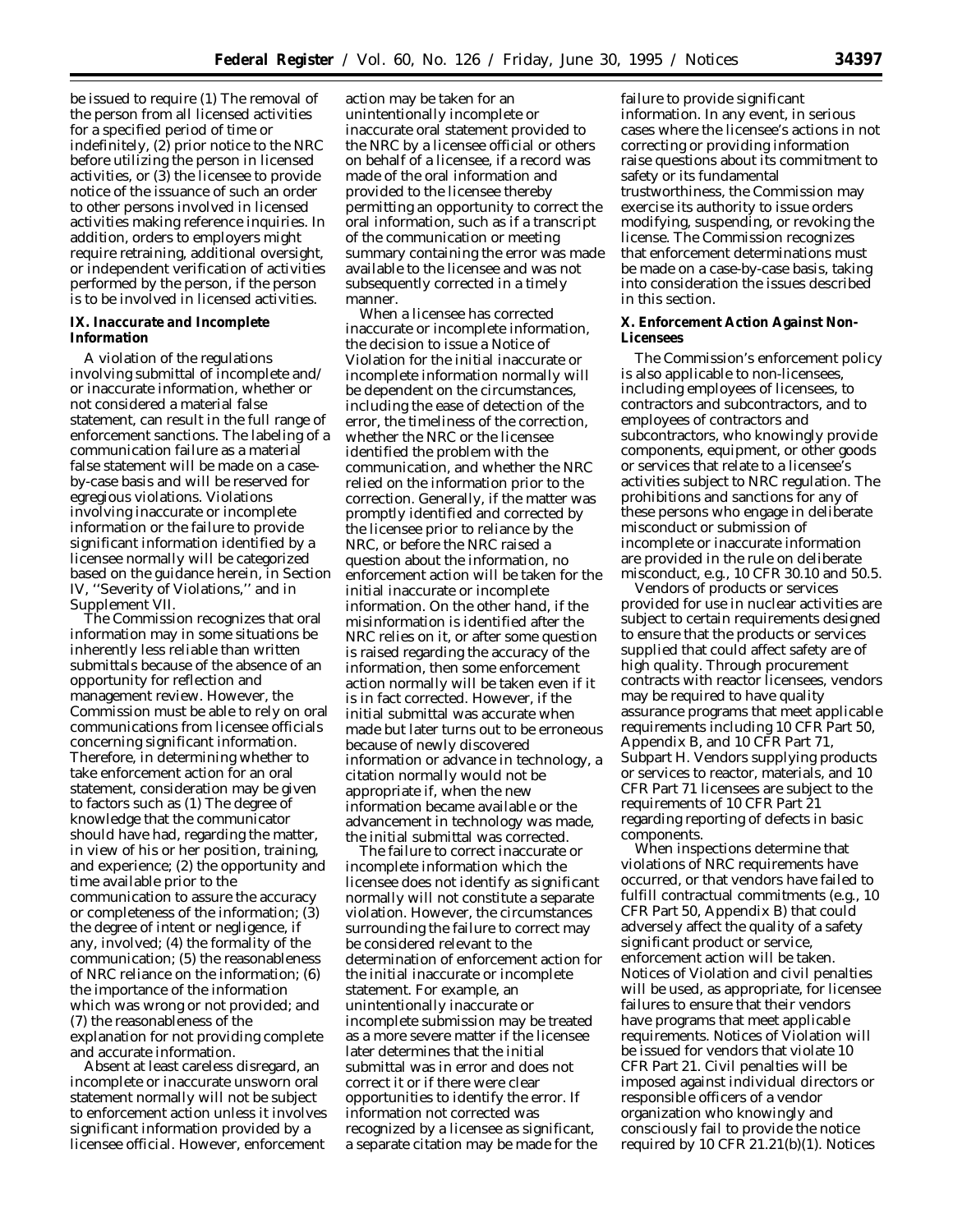be issued to require (1) The removal of the person from all licensed activities for a specified period of time or indefinitely, (2) prior notice to the NRC before utilizing the person in licensed activities, or (3) the licensee to provide notice of the issuance of such an order to other persons involved in licensed activities making reference inquiries. In addition, orders to employers might require retraining, additional oversight, or independent verification of activities performed by the person, if the person is to be involved in licensed activities.

## IX. Inaccurate and Incomplete Information

A violation of the regulations involving submittal of incomplete and/or inaccurate information, whether or not considered a material false statement, can result in the full range of enforcement sanctions. The labeling of a communication failure as a material false statement will be made on a case-by-case basis and will be reserved for egregious violations. Violations involving inaccurate or incomplete information or the failure to provide significant information identified by a licensee normally will be categorized based on the guidance herein, in Section IV, ''Severity of Violations,'' and in Supplement VII.

The Commission recognizes that oral information may in some situations be inherently less reliable than written submittals because of the absence of an opportunity for reflection and management review. However, the Commission must be able to rely on oral communications from licensee officials concerning significant information. Therefore, in determining whether to take enforcement action for an oral statement, consideration may be given to factors such as (1) The degree of knowledge that the communicator should have had, regarding the matter, in view of his or her position, training, and experience; (2) the opportunity and time available prior to the communication to assure the accuracy or completeness of the information; (3) the degree of intent or negligence, if any, involved; (4) the formality of the communication; (5) the reasonableness of NRC reliance on the information; (6) the importance of the information which was wrong or not provided; and (7) the reasonableness of the explanation for not providing complete and accurate information.

Absent at least careless disregard, an incomplete or inaccurate unsworn oral statement normally will not be subject to enforcement action unless it involves significant information provided by a licensee official. However, enforcement action may be taken for an unintentionally incomplete or inaccurate oral statement provided to the NRC by a licensee official or others on behalf of a licensee, if a record was made of the oral information and provided to the licensee thereby permitting an opportunity to correct the oral information, such as if a transcript of the communication or meeting summary containing the error was made available to the licensee and was not subsequently corrected in a timely manner.

When a licensee has corrected inaccurate or incomplete information, the decision to issue a Notice of Violation for the initial inaccurate or incomplete information normally will be dependent on the circumstances, including the ease of detection of the error, the timeliness of the correction, whether the NRC or the licensee identified the problem with the communication, and whether the NRC relied on the information prior to the correction. Generally, if the matter was promptly identified and corrected by the licensee prior to reliance by the NRC, or before the NRC raised a question about the information, no enforcement action will be taken for the initial inaccurate or incomplete information. On the other hand, if the misinformation is identified after the NRC relies on it, or after some question is raised regarding the accuracy of the information, then some enforcement action normally will be taken even if it is in fact corrected. However, if the initial submittal was accurate when made but later turns out to be erroneous because of newly discovered information or advance in technology, a citation normally would not be appropriate if, when the new information became available or the advancement in technology was made, the initial submittal was corrected.

The failure to correct inaccurate or incomplete information which the licensee does not identify as significant normally will not constitute a separate violation. However, the circumstances surrounding the failure to correct may be considered relevant to the determination of enforcement action for the initial inaccurate or incomplete statement. For example, an unintentionally inaccurate or incomplete submission may be treated as a more severe matter if the licensee later determines that the initial submittal was in error and does not correct it or if there were clear opportunities to identify the error. If information not corrected was recognized by a licensee as significant, a separate citation may be made for the failure to provide significant information. In any event, in serious cases where the licensee's actions in not correcting or providing information raise questions about its commitment to safety or its fundamental trustworthiness, the Commission may exercise its authority to issue orders modifying, suspending, or revoking the license. The Commission recognizes that enforcement determinations must be made on a case-by-case basis, taking into consideration the issues described in this section.

## X. Enforcement Action Against Non-Licensees

The Commission's enforcement policy is also applicable to non-licensees, including employees of licensees, to contractors and subcontractors, and to employees of contractors and subcontractors, who knowingly provide components, equipment, or other goods or services that relate to a licensee's activities subject to NRC regulation. The prohibitions and sanctions for any of these persons who engage in deliberate misconduct or submission of incomplete or inaccurate information are provided in the rule on deliberate misconduct, e.g., 10 CFR 30.10 and 50.5.

Vendors of products or services provided for use in nuclear activities are subject to certain requirements designed to ensure that the products or services supplied that could affect safety are of high quality. Through procurement contracts with reactor licensees, vendors may be required to have quality assurance programs that meet applicable requirements including 10 CFR Part 50, Appendix B, and 10 CFR Part 71, Subpart H. Vendors supplying products or services to reactor, materials, and 10 CFR Part 71 licensees are subject to the requirements of 10 CFR Part 21 regarding reporting of defects in basic components.

When inspections determine that violations of NRC requirements have occurred, or that vendors have failed to fulfill contractual commitments (e.g., 10 CFR Part 50, Appendix B) that could adversely affect the quality of a safety significant product or service, enforcement action will be taken. Notices of Violation and civil penalties will be used, as appropriate, for licensee failures to ensure that their vendors have programs that meet applicable requirements. Notices of Violation will be issued for vendors that violate 10 CFR Part 21. Civil penalties will be imposed against individual directors or responsible officers of a vendor organization who knowingly and consciously fail to provide the notice required by 10 CFR 21.21(b)(1). Notices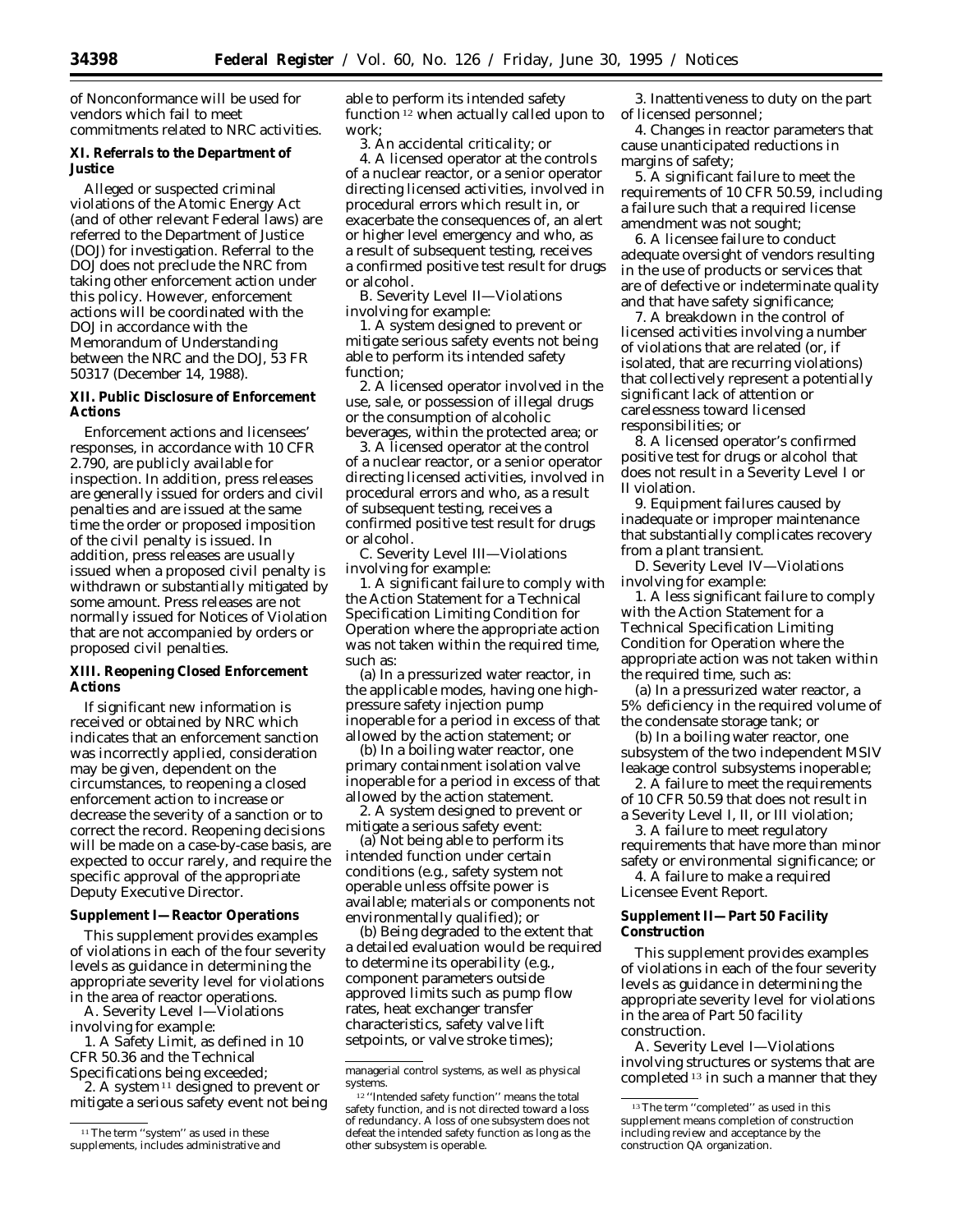of Nonconformance will be used for vendors which fail to meet commitments related to NRC activities.

## XI. Referrals to the Department of Justice

Alleged or suspected criminal violations of the Atomic Energy Act (and of other relevant Federal laws) are referred to the Department of Justice (DOJ) for investigation. Referral to the DOJ does not preclude the NRC from taking other enforcement action under this policy. However, enforcement actions will be coordinated with the DOJ in accordance with the Memorandum of Understanding between the NRC and the DOJ, 53 FR 50317 (December 14, 1988).

## XII. Public Disclosure of Enforcement Actions

Enforcement actions and licensees' responses, in accordance with 10 CFR 2.790, are publicly available for inspection. In addition, press releases are generally issued for orders and civil penalties and are issued at the same time the order or proposed imposition of the civil penalty is issued. In addition, press releases are usually issued when a proposed civil penalty is withdrawn or substantially mitigated by some amount. Press releases are not normally issued for Notices of Violation that are not accompanied by orders or proposed civil penalties.

## XIII. Reopening Closed Enforcement Actions

If significant new information is received or obtained by NRC which indicates that an enforcement sanction was incorrectly applied, consideration may be given, dependent on the circumstances, to reopening a closed enforcement action to increase or decrease the severity of a sanction or to correct the record. Reopening decisions will be made on a case-by-case basis, are expected to occur rarely, and require the specific approval of the appropriate Deputy Executive Director.

## Supplement I—Reactor Operations

This supplement provides examples of violations in each of the four severity levels as guidance in determining the appropriate severity level for violations in the area of reactor operations.

A. Severity Level I—Violations involving for example:

1. A Safety Limit, as defined in 10 CFR 50.36 and the Technical Specifications being exceeded;

2. A system[11] designed to prevent or mitigate a serious safety event not being able to perform its intended safety function[12] when actually called upon to work;

3. An accidental criticality; or

4. A licensed operator at the controls of a nuclear reactor, or a senior operator directing licensed activities, involved in procedural errors which result in, or exacerbate the consequences of, an alert or higher level emergency and who, as a result of subsequent testing, receives a confirmed positive test result for drugs or alcohol.

B. Severity Level II—Violations involving for example:

1. A system designed to prevent or mitigate serious safety events not being able to perform its intended safety function;

2. A licensed operator involved in the use, sale, or possession of illegal drugs or the consumption of alcoholic beverages, within the protected area; or

3. A licensed operator at the control of a nuclear reactor, or a senior operator directing licensed activities, involved in procedural errors and who, as a result of subsequent testing, receives a confirmed positive test result for drugs or alcohol.

C. Severity Level III—Violations involving for example:

1. A significant failure to comply with the Action Statement for a Technical Specification Limiting Condition for Operation where the appropriate action was not taken within the required time, such as:

(a) In a pressurized water reactor, in the applicable modes, having one high-pressure safety injection pump inoperable for a period in excess of that allowed by the action statement; or

(b) In a boiling water reactor, one primary containment isolation valve inoperable for a period in excess of that allowed by the action statement.

2. A system designed to prevent or mitigate a serious safety event:

(a) Not being able to perform its intended function under certain conditions (e.g., safety system not operable unless offsite power is available; materials or components not environmentally qualified); or

(b) Being degraded to the extent that a detailed evaluation would be required to determine its operability (e.g., component parameters outside approved limits such as pump flow rates, heat exchanger transfer characteristics, safety valve lift setpoints, or valve stroke times);

3. Inattentiveness to duty on the part of licensed personnel;

4. Changes in reactor parameters that cause unanticipated reductions in margins of safety;

5. A significant failure to meet the requirements of 10 CFR 50.59, including a failure such that a required license amendment was not sought;

6. A licensee failure to conduct adequate oversight of vendors resulting in the use of products or services that are of defective or indeterminate quality and that have safety significance;

7. A breakdown in the control of licensed activities involving a number of violations that are related (or, if isolated, that are recurring violations) that collectively represent a potentially significant lack of attention or carelessness toward licensed responsibilities; or

8. A licensed operator's confirmed positive test for drugs or alcohol that does not result in a Severity Level I or II violation.

9. Equipment failures caused by inadequate or improper maintenance that substantially complicates recovery from a plant transient.

D. Severity Level IV—Violations involving for example:

1. A less significant failure to comply with the Action Statement for a Technical Specification Limiting Condition for Operation where the appropriate action was not taken within the required time, such as:

(a) In a pressurized water reactor, a 5% deficiency in the required volume of the condensate storage tank; or

(b) In a boiling water reactor, one subsystem of the two independent MSIV leakage control subsystems inoperable;

2. A failure to meet the requirements of 10 CFR 50.59 that does not result in a Severity Level I, II, or III violation;

3. A failure to meet regulatory requirements that have more than minor safety or environmental significance; or

4. A failure to make a required Licensee Event Report.

## Supplement II—Part 50 Facility Construction

This supplement provides examples of violations in each of the four severity levels as guidance in determining the appropriate severity level for violations in the area of Part 50 facility construction.

A. Severity Level I—Violations involving structures or systems that are completed[13] in such a manner that they

[11] The term "system" as used in these supplements, includes administrative and managerial control systems, as well as physical systems.

[12] "Intended safety function" means the total safety function, and is not directed toward a loss of redundancy. A loss of one subsystem does not defeat the intended safety function as long as the other subsystem is operable.

[13] The term "completed" as used in this supplement means completion of construction including review and acceptance by the construction QA organization.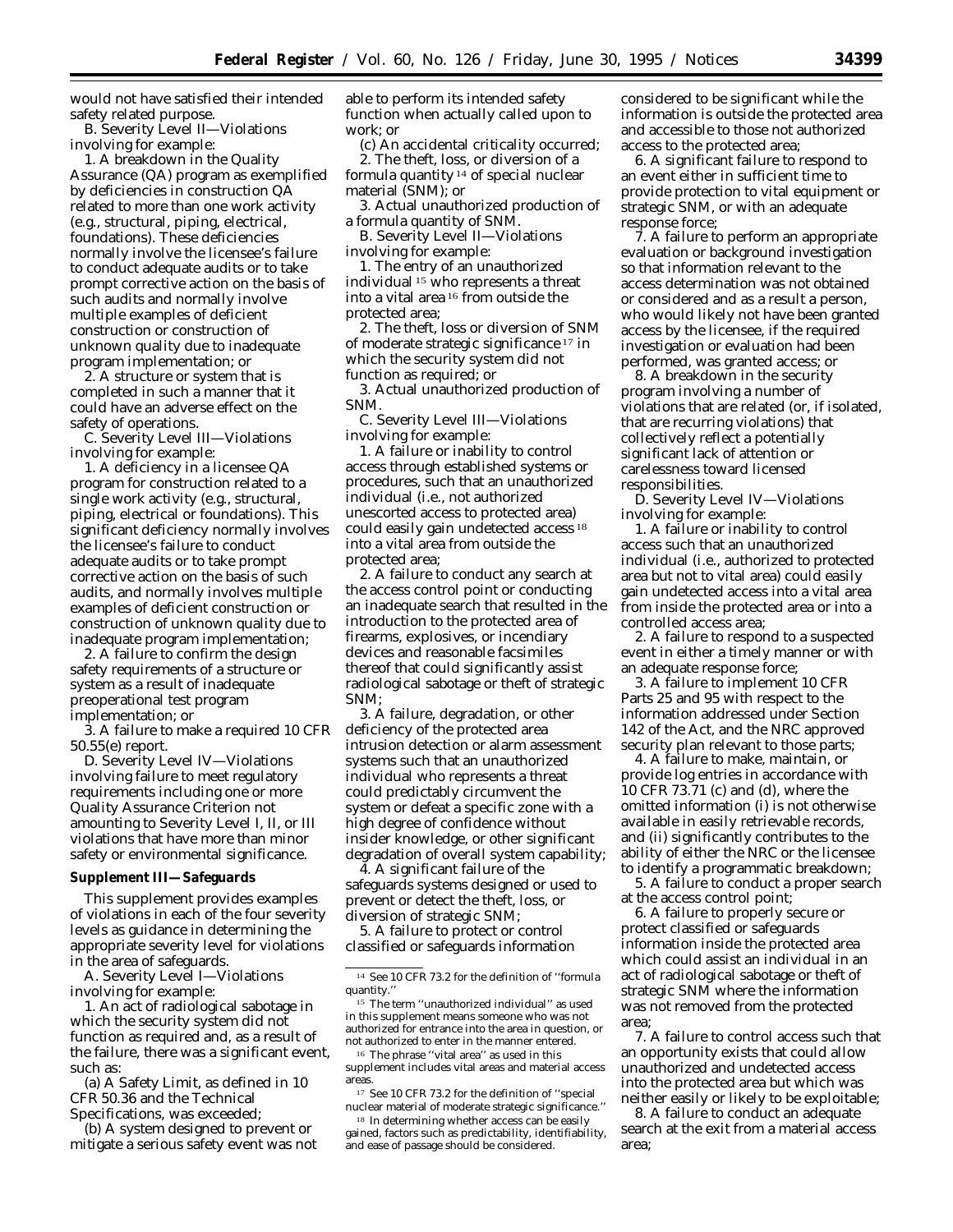would not have satisfied their intended safety related purpose.

B. Severity Level II—Violations involving for example:

1. A breakdown in the Quality Assurance (QA) program as exemplified by deficiencies in construction QA related to more than one work activity (e.g., structural, piping, electrical, foundations). These deficiencies normally involve the licensee's failure to conduct adequate audits or to take prompt corrective action on the basis of such audits and normally involve multiple examples of deficient construction or construction of unknown quality due to inadequate program implementation; or

2. A structure or system that is completed in such a manner that it could have an adverse effect on the safety of operations.

C. Severity Level III—Violations involving for example:

1. A deficiency in a licensee QA program for construction related to a single work activity (e.g., structural, piping, electrical or foundations). This significant deficiency normally involves the licensee's failure to conduct adequate audits or to take prompt corrective action on the basis of such audits, and normally involves multiple examples of deficient construction or construction of unknown quality due to inadequate program implementation;

2. A failure to confirm the design safety requirements of a structure or system as a result of inadequate preoperational test program implementation; or

3. A failure to make a required 10 CFR 50.55(e) report.

D. Severity Level IV—Violations involving failure to meet regulatory requirements including one or more Quality Assurance Criterion not amounting to Severity Level I, II, or III violations that have more than minor safety or environmental significance.

**Supplement III—Safeguards**

This supplement provides examples of violations in each of the four severity levels as guidance in determining the appropriate severity level for violations in the area of safeguards.

A. Severity Level I—Violations involving for example:

1. An act of radiological sabotage in which the security system did not function as required and, as a result of the failure, there was a significant event, such as:

(a) A Safety Limit, as defined in 10 CFR 50.36 and the Technical Specifications, was exceeded;

(b) A system designed to prevent or mitigate a serious safety event was not able to perform its intended safety function when actually called upon to work; or

(c) An accidental criticality occurred;

2. The theft, loss, or diversion of a formula quantity [14] of special nuclear material (SNM); or

3. Actual unauthorized production of a formula quantity of SNM.

B. Severity Level II—Violations involving for example:

1. The entry of an unauthorized individual [15] who represents a threat into a vital area [16] from outside the protected area;

2. The theft, loss or diversion of SNM of moderate strategic significance [17] in which the security system did not function as required; or

3. Actual unauthorized production of SNM.

C. Severity Level III—Violations involving for example:

1. A failure or inability to control access through established systems or procedures, such that an unauthorized individual (i.e., not authorized unescorted access to protected area) could easily gain undetected access [18] into a vital area from outside the protected area;

2. A failure to conduct any search at the access control point or conducting an inadequate search that resulted in the introduction to the protected area of firearms, explosives, or incendiary devices and reasonable facsimiles thereof that could significantly assist radiological sabotage or theft of strategic SNM;

3. A failure, degradation, or other deficiency of the protected area intrusion detection or alarm assessment systems such that an unauthorized individual who represents a threat could predictably circumvent the system or defeat a specific zone with a high degree of confidence without insider knowledge, or other significant degradation of overall system capability;

4. A significant failure of the safeguards systems designed or used to prevent or detect the theft, loss, or diversion of strategic SNM;

5. A failure to protect or control classified or safeguards information considered to be significant while the information is outside the protected area and accessible to those not authorized access to the protected area;

6. A significant failure to respond to an event either in sufficient time to provide protection to vital equipment or strategic SNM, or with an adequate response force;

7. A failure to perform an appropriate evaluation or background investigation so that information relevant to the access determination was not obtained or considered and as a result a person, who would likely not have been granted access by the licensee, if the required investigation or evaluation had been performed, was granted access; or

8. A breakdown in the security program involving a number of violations that are related (or, if isolated, that are recurring violations) that collectively reflect a potentially significant lack of attention or carelessness toward licensed responsibilities.

D. Severity Level IV—Violations involving for example:

1. A failure or inability to control access such that an unauthorized individual (i.e., authorized to protected area but not to vital area) could easily gain undetected access into a vital area from inside the protected area or into a controlled access area;

2. A failure to respond to a suspected event in either a timely manner or with an adequate response force;

3. A failure to implement 10 CFR Parts 25 and 95 with respect to the information addressed under Section 142 of the Act, and the NRC approved security plan relevant to those parts;

4. A failure to make, maintain, or provide log entries in accordance with 10 CFR 73.71 (c) and (d), where the omitted information (i) is not otherwise available in easily retrievable records, and (ii) significantly contributes to the ability of either the NRC or the licensee to identify a programmatic breakdown;

5. A failure to conduct a proper search at the access control point;

6. A failure to properly secure or protect classified or safeguards information inside the protected area which could assist an individual in an act of radiological sabotage or theft of strategic SNM where the information was not removed from the protected area;

7. A failure to control access such that an opportunity exists that could allow unauthorized and undetected access into the protected area but which was neither easily or likely to be exploitable;

8. A failure to conduct an adequate search at the exit from a material access area;

---

[14] See 10 CFR 73.2 for the definition of "formula quantity."

[15] The term "unauthorized individual" as used in this supplement means someone who was not authorized for entrance into the area in question, or not authorized to enter in the manner entered.

[16] The phrase "vital area" as used in this supplement includes vital areas and material access areas.

[17] See 10 CFR 73.2 for the definition of "special nuclear material of moderate strategic significance."

[18] In determining whether access can be easily gained, factors such as predictability, identifiability, and ease of passage should be considered.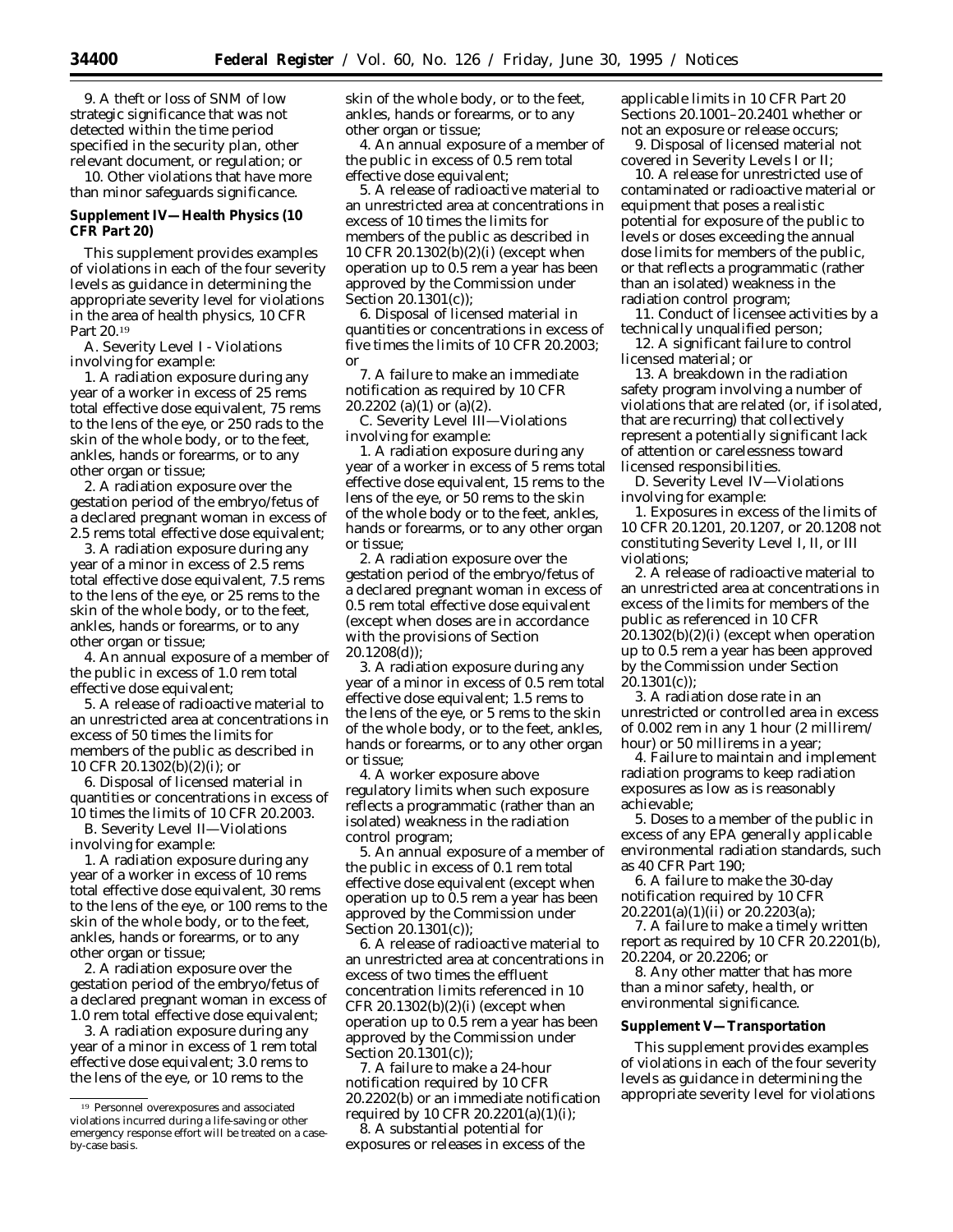9. A theft or loss of SNM of low strategic significance that was not detected within the time period specified in the security plan, other relevant document, or regulation; or

10. Other violations that have more than minor safeguards significance.

**Supplement IV—Health Physics (10 CFR Part 20)**

This supplement provides examples of violations in each of the four severity levels as guidance in determining the appropriate severity level for violations in the area of health physics, 10 CFR Part 20.[19]

A. Severity Level I - Violations involving for example:

1. A radiation exposure during any year of a worker in excess of 25 rems total effective dose equivalent, 75 rems to the lens of the eye, or 250 rads to the skin of the whole body, or to the feet, ankles, hands or forearms, or to any other organ or tissue;

2. A radiation exposure over the gestation period of the embryo/fetus of a declared pregnant woman in excess of 2.5 rems total effective dose equivalent;

3. A radiation exposure during any year of a minor in excess of 2.5 rems total effective dose equivalent, 7.5 rems to the lens of the eye, or 25 rems to the skin of the whole body, or to the feet, ankles, hands or forearms, or to any other organ or tissue;

4. An annual exposure of a member of the public in excess of 1.0 rem total effective dose equivalent;

5. A release of radioactive material to an unrestricted area at concentrations in excess of 50 times the limits for members of the public as described in 10 CFR 20.1302(b)(2)(i); or

6. Disposal of licensed material in quantities or concentrations in excess of 10 times the limits of 10 CFR 20.2003.

B. Severity Level II—Violations involving for example:

1. A radiation exposure during any year of a worker in excess of 10 rems total effective dose equivalent, 30 rems to the lens of the eye, or 100 rems to the skin of the whole body, or to the feet, ankles, hands or forearms, or to any other organ or tissue;

2. A radiation exposure over the gestation period of the embryo/fetus of a declared pregnant woman in excess of 1.0 rem total effective dose equivalent;

3. A radiation exposure during any year of a minor in excess of 1 rem total effective dose equivalent; 3.0 rems to the lens of the eye, or 10 rems to the skin of the whole body, or to the feet, ankles, hands or forearms, or to any other organ or tissue;

4. An annual exposure of a member of the public in excess of 0.5 rem total effective dose equivalent;

5. A release of radioactive material to an unrestricted area at concentrations in excess of 10 times the limits for members of the public as described in 10 CFR 20.1302(b)(2)(i) (except when operation up to 0.5 rem a year has been approved by the Commission under Section 20.1301(c));

6. Disposal of licensed material in quantities or concentrations in excess of five times the limits of 10 CFR 20.2003; or

7. A failure to make an immediate notification as required by 10 CFR 20.2202 (a)(1) or (a)(2).

C. Severity Level III—Violations involving for example:

1. A radiation exposure during any year of a worker in excess of 5 rems total effective dose equivalent, 15 rems to the lens of the eye, or 50 rems to the skin of the whole body or to the feet, ankles, hands or forearms, or to any other organ or tissue;

2. A radiation exposure over the gestation period of the embryo/fetus of a declared pregnant woman in excess of 0.5 rem total effective dose equivalent (except when doses are in accordance with the provisions of Section 20.1208(d));

3. A radiation exposure during any year of a minor in excess of 0.5 rem total effective dose equivalent; 1.5 rems to the lens of the eye, or 5 rems to the skin of the whole body, or to the feet, ankles, hands or forearms, or to any other organ or tissue;

4. A worker exposure above regulatory limits when such exposure reflects a programmatic (rather than an isolated) weakness in the radiation control program;

5. An annual exposure of a member of the public in excess of 0.1 rem total effective dose equivalent (except when operation up to 0.5 rem a year has been approved by the Commission under Section 20.1301(c));

6. A release of radioactive material to an unrestricted area at concentrations in excess of two times the effluent concentration limits referenced in 10 CFR 20.1302(b)(2)(i) (except when operation up to 0.5 rem a year has been approved by the Commission under Section 20.1301(c));

7. A failure to make a 24-hour notification required by 10 CFR 20.2202(b) or an immediate notification required by 10 CFR 20.2201(a)(1)(i);

8. A substantial potential for exposures or releases in excess of the applicable limits in 10 CFR Part 20 Sections 20.1001–20.2401 whether or not an exposure or release occurs;

9. Disposal of licensed material not covered in Severity Levels I or II;

10. A release for unrestricted use of contaminated or radioactive material or equipment that poses a realistic potential for exposure of the public to levels or doses exceeding the annual dose limits for members of the public, or that reflects a programmatic (rather than an isolated) weakness in the radiation control program;

11. Conduct of licensee activities by a technically unqualified person;

12. A significant failure to control licensed material; or

13. A breakdown in the radiation safety program involving a number of violations that are related (or, if isolated, that are recurring) that collectively represent a potentially significant lack of attention or carelessness toward licensed responsibilities.

D. Severity Level IV—Violations involving for example:

1. Exposures in excess of the limits of 10 CFR 20.1201, 20.1207, or 20.1208 not constituting Severity Level I, II, or III violations;

2. A release of radioactive material to an unrestricted area at concentrations in excess of the limits for members of the public as referenced in 10 CFR 20.1302(b)(2)(i) (except when operation up to 0.5 rem a year has been approved by the Commission under Section 20.1301(c));

3. A radiation dose rate in an unrestricted or controlled area in excess of 0.002 rem in any 1 hour (2 millirem/hour) or 50 millirems in a year;

4. Failure to maintain and implement radiation programs to keep radiation exposures as low as is reasonably achievable;

5. Doses to a member of the public in excess of any EPA generally applicable environmental radiation standards, such as 40 CFR Part 190;

6. A failure to make the 30-day notification required by 10 CFR 20.2201(a)(1)(ii) or 20.2203(a);

7. A failure to make a timely written report as required by 10 CFR 20.2201(b), 20.2204, or 20.2206; or

8. Any other matter that has more than a minor safety, health, or environmental significance.

**Supplement V—Transportation**

This supplement provides examples of violations in each of the four severity levels as guidance in determining the appropriate severity level for violations

[19] Personnel overexposures and associated violations incurred during a life-saving or other emergency response effort will be treated on a case-by-case basis.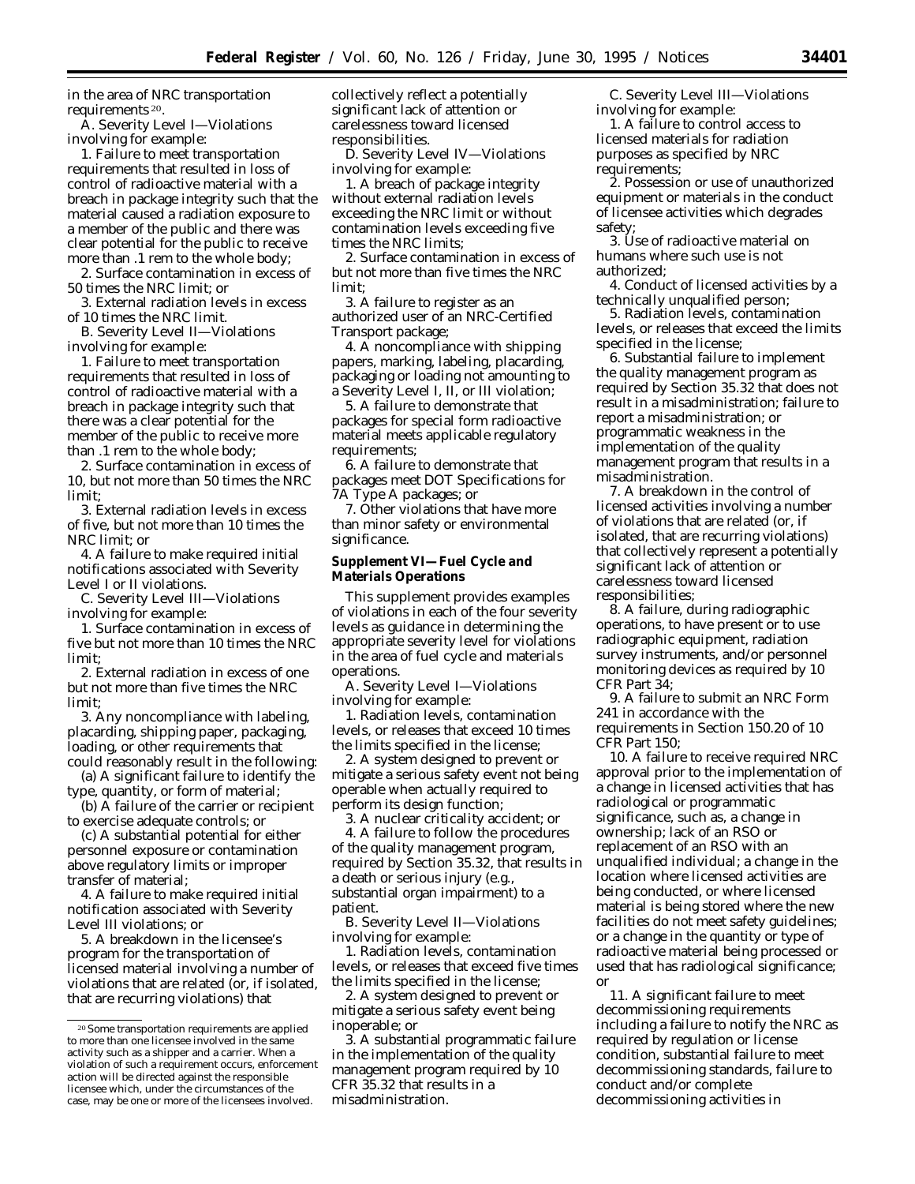in the area of NRC transportation requirements[20].

A. Severity Level I—Violations involving for example:

1. Failure to meet transportation requirements that resulted in loss of control of radioactive material with a breach in package integrity such that the material caused a radiation exposure to a member of the public and there was clear potential for the public to receive more than .1 rem to the whole body;

2. Surface contamination in excess of 50 times the NRC limit; or

3. External radiation levels in excess of 10 times the NRC limit.

B. Severity Level II—Violations involving for example:

1. Failure to meet transportation requirements that resulted in loss of control of radioactive material with a breach in package integrity such that there was a clear potential for the member of the public to receive more than .1 rem to the whole body;

2. Surface contamination in excess of 10, but not more than 50 times the NRC limit;

3. External radiation levels in excess of five, but not more than 10 times the NRC limit; or

4. A failure to make required initial notifications associated with Severity Level I or II violations.

C. Severity Level III—Violations involving for example:

1. Surface contamination in excess of five but not more than 10 times the NRC limit;

2. External radiation in excess of one but not more than five times the NRC limit;

3. Any noncompliance with labeling, placarding, shipping paper, packaging, loading, or other requirements that could reasonably result in the following:

(a) A significant failure to identify the type, quantity, or form of material;

(b) A failure of the carrier or recipient to exercise adequate controls; or

(c) A substantial potential for either personnel exposure or contamination above regulatory limits or improper transfer of material;

4. A failure to make required initial notification associated with Severity Level III violations; or

5. A breakdown in the licensee's program for the transportation of licensed material involving a number of violations that are related (or, if isolated, that are recurring violations) that collectively reflect a potentially significant lack of attention or carelessness toward licensed responsibilities.

D. Severity Level IV—Violations involving for example:

1. A breach of package integrity without external radiation levels exceeding the NRC limit or without contamination levels exceeding five times the NRC limits;

2. Surface contamination in excess of but not more than five times the NRC limit;

3. A failure to register as an authorized user of an NRC-Certified Transport package;

4. A noncompliance with shipping papers, marking, labeling, placarding, packaging or loading not amounting to a Severity Level I, II, or III violation;

5. A failure to demonstrate that packages for special form radioactive material meets applicable regulatory requirements;

6. A failure to demonstrate that packages meet DOT Specifications for 7A Type A packages; or

7. Other violations that have more than minor safety or environmental significance.

## Supplement VI—Fuel Cycle and Materials Operations

This supplement provides examples of violations in each of the four severity levels as guidance in determining the appropriate severity level for violations in the area of fuel cycle and materials operations.

A. Severity Level I—Violations involving for example:

1. Radiation levels, contamination levels, or releases that exceed 10 times the limits specified in the license;

2. A system designed to prevent or mitigate a serious safety event not being operable when actually required to perform its design function;

3. A nuclear criticality accident; or

4. A failure to follow the procedures of the quality management program, required by Section 35.32, that results in a death or serious injury (e.g., substantial organ impairment) to a patient.

B. Severity Level II—Violations involving for example:

1. Radiation levels, contamination levels, or releases that exceed five times the limits specified in the license;

2. A system designed to prevent or mitigate a serious safety event being inoperable; or

3. A substantial programmatic failure in the implementation of the quality management program required by 10 CFR 35.32 that results in a misadministration.

C. Severity Level III—Violations involving for example:

1. A failure to control access to licensed materials for radiation purposes as specified by NRC requirements;

2. Possession or use of unauthorized equipment or materials in the conduct of licensee activities which degrades safety;

3. Use of radioactive material on humans where such use is not authorized;

4. Conduct of licensed activities by a technically unqualified person;

5. Radiation levels, contamination levels, or releases that exceed the limits specified in the license;

6. Substantial failure to implement the quality management program as required by Section 35.32 that does not result in a misadministration; failure to report a misadministration; or programmatic weakness in the implementation of the quality management program that results in a misadministration.

7. A breakdown in the control of licensed activities involving a number of violations that are related (or, if isolated, that are recurring violations) that collectively represent a potentially significant lack of attention or carelessness toward licensed responsibilities;

8. A failure, during radiographic operations, to have present or to use radiographic equipment, radiation survey instruments, and/or personnel monitoring devices as required by 10 CFR Part 34;

9. A failure to submit an NRC Form 241 in accordance with the requirements in Section 150.20 of 10 CFR Part 150;

10. A failure to receive required NRC approval prior to the implementation of a change in licensed activities that has radiological or programmatic significance, such as, a change in ownership; lack of an RSO or replacement of an RSO with an unqualified individual; a change in the location where licensed activities are being conducted, or where licensed material is being stored where the new facilities do not meet safety guidelines; or a change in the quantity or type of radioactive material being processed or used that has radiological significance; or

11. A significant failure to meet decommissioning requirements including a failure to notify the NRC as required by regulation or license condition, substantial failure to meet decommissioning standards, failure to conduct and/or complete decommissioning activities in

---

[20] Some transportation requirements are applied to more than one licensee involved in the same activity such as a shipper and a carrier. When a violation of such a requirement occurs, enforcement action will be directed against the responsible licensee which, under the circumstances of the case, may be one or more of the licensees involved.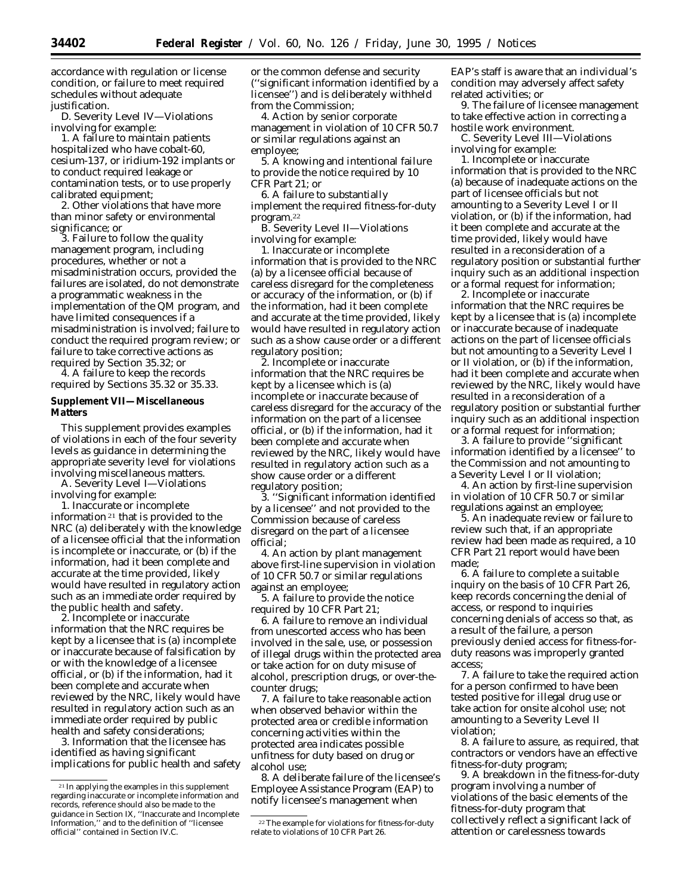accordance with regulation or license condition, or failure to meet required schedules without adequate justification.

D. Severity Level IV—Violations involving for example:

1. A failure to maintain patients hospitalized who have cobalt-60, cesium-137, or iridium-192 implants or to conduct required leakage or contamination tests, or to use properly calibrated equipment;

2. Other violations that have more than minor safety or environmental significance; or

3. Failure to follow the quality management program, including procedures, whether or not a misadministration occurs, provided the failures are isolated, do not demonstrate a programmatic weakness in the implementation of the QM program, and have limited consequences if a misadministration is involved; failure to conduct the required program review; or failure to take corrective actions as required by Section 35.32; or

4. A failure to keep the records required by Sections 35.32 or 35.33.

## Supplement VII—Miscellaneous Matters

This supplement provides examples of violations in each of the four severity levels as guidance in determining the appropriate severity level for violations involving miscellaneous matters.

A. Severity Level I—Violations involving for example:

1. Inaccurate or incomplete information[21] that is provided to the NRC (a) deliberately with the knowledge of a licensee official that the information is incomplete or inaccurate, or (b) if the information, had it been complete and accurate at the time provided, likely would have resulted in regulatory action such as an immediate order required by the public health and safety.

2. Incomplete or inaccurate information that the NRC requires be kept by a licensee that is (a) incomplete or inaccurate because of falsification by or with the knowledge of a licensee official, or (b) if the information, had it been complete and accurate when reviewed by the NRC, likely would have resulted in regulatory action such as an immediate order required by public health and safety considerations;

3. Information that the licensee has identified as having significant implications for public health and safety or the common defense and security (''significant information identified by a licensee'') and is deliberately withheld from the Commission;

4. Action by senior corporate management in violation of 10 CFR 50.7 or similar regulations against an employee;

5. A knowing and intentional failure to provide the notice required by 10 CFR Part 21; or

6. A failure to substantially implement the required fitness-for-duty program.[22]

B. Severity Level II—Violations involving for example:

1. Inaccurate or incomplete information that is provided to the NRC (a) by a licensee official because of careless disregard for the completeness or accuracy of the information, or (b) if the information, had it been complete and accurate at the time provided, likely would have resulted in regulatory action such as a show cause order or a different regulatory position;

2. Incomplete or inaccurate information that the NRC requires be kept by a licensee which is (a) incomplete or inaccurate because of careless disregard for the accuracy of the information on the part of a licensee official, or (b) if the information, had it been complete and accurate when reviewed by the NRC, likely would have resulted in regulatory action such as a show cause order or a different regulatory position;

3. ''Significant information identified by a licensee'' and not provided to the Commission because of careless disregard on the part of a licensee official;

4. An action by plant management above first-line supervision in violation of 10 CFR 50.7 or similar regulations against an employee;

5. A failure to provide the notice required by 10 CFR Part 21;

6. A failure to remove an individual from unescorted access who has been involved in the sale, use, or possession of illegal drugs within the protected area or take action for on duty misuse of alcohol, prescription drugs, or over-the-counter drugs;

7. A failure to take reasonable action when observed behavior within the protected area or credible information concerning activities within the protected area indicates possible unfitness for duty based on drug or alcohol use;

8. A deliberate failure of the licensee's Employee Assistance Program (EAP) to notify licensee's management when EAP's staff is aware that an individual's condition may adversely affect safety related activities; or

9. The failure of licensee management to take effective action in correcting a hostile work environment.

C. Severity Level III—Violations involving for example:

1. Incomplete or inaccurate information that is provided to the NRC (a) because of inadequate actions on the part of licensee officials but not amounting to a Severity Level I or II violation, or (b) if the information, had it been complete and accurate at the time provided, likely would have resulted in a reconsideration of a regulatory position or substantial further inquiry such as an additional inspection or a formal request for information;

2. Incomplete or inaccurate information that the NRC requires be kept by a licensee that is (a) incomplete or inaccurate because of inadequate actions on the part of licensee officials but not amounting to a Severity Level I or II violation, or (b) if the information, had it been complete and accurate when reviewed by the NRC, likely would have resulted in a reconsideration of a regulatory position or substantial further inquiry such as an additional inspection or a formal request for information;

3. A failure to provide ''significant information identified by a licensee'' to the Commission and not amounting to a Severity Level I or II violation;

4. An action by first-line supervision in violation of 10 CFR 50.7 or similar regulations against an employee;

5. An inadequate review or failure to review such that, if an appropriate review had been made as required, a 10 CFR Part 21 report would have been made;

6. A failure to complete a suitable inquiry on the basis of 10 CFR Part 26, keep records concerning the denial of access, or respond to inquiries concerning denials of access so that, as a result of the failure, a person previously denied access for fitness-for-duty reasons was improperly granted access;

7. A failure to take the required action for a person confirmed to have been tested positive for illegal drug use or take action for onsite alcohol use; not amounting to a Severity Level II violation;

8. A failure to assure, as required, that contractors or vendors have an effective fitness-for-duty program;

9. A breakdown in the fitness-for-duty program involving a number of violations of the basic elements of the fitness-for-duty program that collectively reflect a significant lack of attention or carelessness towards

[21] In applying the examples in this supplement regarding inaccurate or incomplete information and records, reference should also be made to the guidance in Section IX, ''Inaccurate and Incomplete Information,'' and to the definition of ''licensee official'' contained in Section IV.C.

[22] The example for violations for fitness-for-duty relate to violations of 10 CFR Part 26.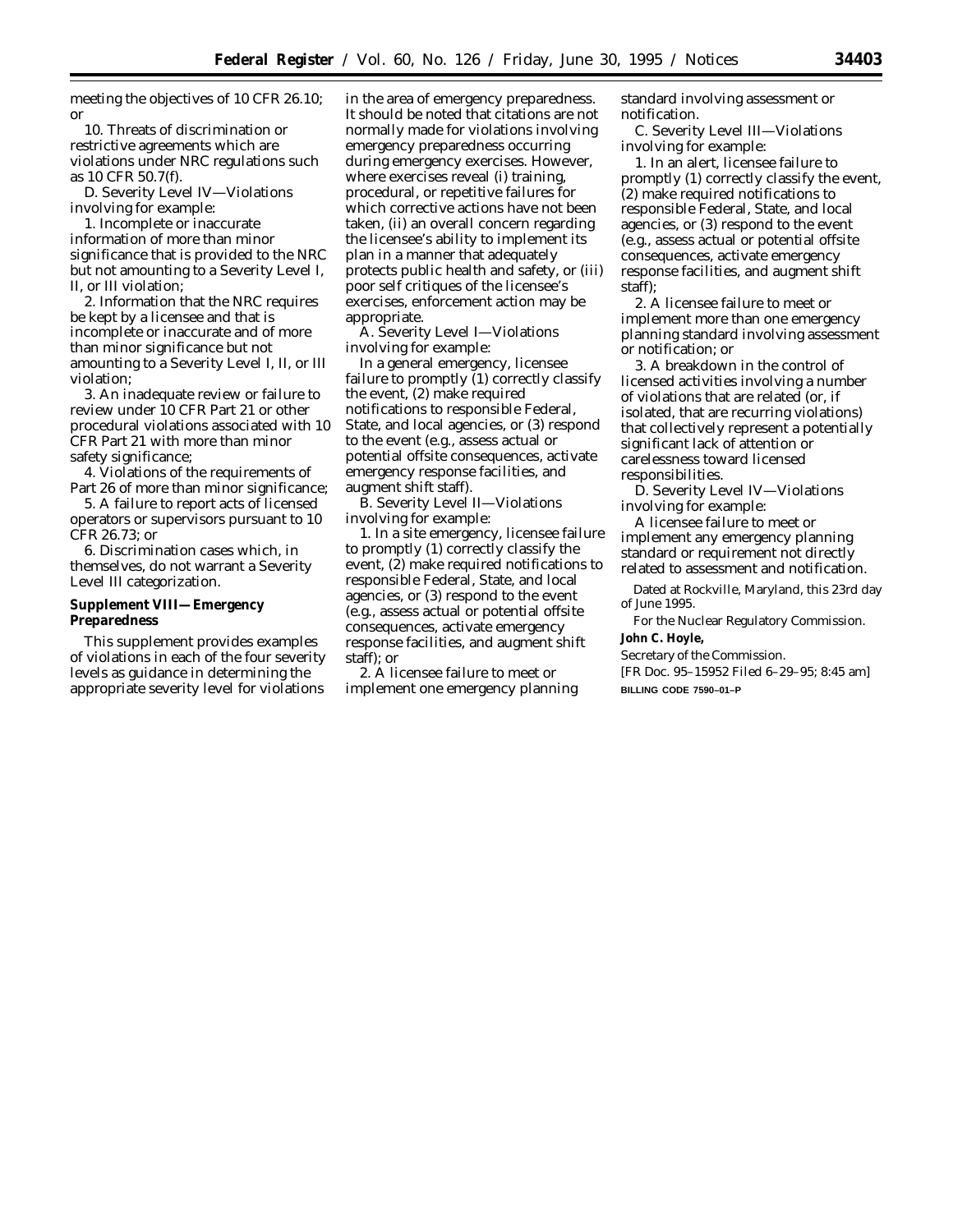meeting the objectives of 10 CFR 26.10; or

10. Threats of discrimination or restrictive agreements which are violations under NRC regulations such as 10 CFR 50.7(f).

D. Severity Level IV—Violations involving for example:

1. Incomplete or inaccurate information of more than minor significance that is provided to the NRC but not amounting to a Severity Level I, II, or III violation;

2. Information that the NRC requires be kept by a licensee and that is incomplete or inaccurate and of more than minor significance but not amounting to a Severity Level I, II, or III violation;

3. An inadequate review or failure to review under 10 CFR Part 21 or other procedural violations associated with 10 CFR Part 21 with more than minor safety significance;

4. Violations of the requirements of Part 26 of more than minor significance;

5. A failure to report acts of licensed operators or supervisors pursuant to 10 CFR 26.73; or

6. Discrimination cases which, in themselves, do not warrant a Severity Level III categorization.

**Supplement VIII—Emergency Preparedness**

This supplement provides examples of violations in each of the four severity levels as guidance in determining the appropriate severity level for violations in the area of emergency preparedness. It should be noted that citations are not normally made for violations involving emergency preparedness occurring during emergency exercises. However, where exercises reveal (i) training, procedural, or repetitive failures for which corrective actions have not been taken, (ii) an overall concern regarding the licensee's ability to implement its plan in a manner that adequately protects public health and safety, or (iii) poor self critiques of the licensee's exercises, enforcement action may be appropriate.

A. Severity Level I—Violations involving for example:

In a general emergency, licensee failure to promptly (1) correctly classify the event, (2) make required notifications to responsible Federal, State, and local agencies, or (3) respond to the event (e.g., assess actual or potential offsite consequences, activate emergency response facilities, and augment shift staff).

B. Severity Level II—Violations involving for example:

1. In a site emergency, licensee failure to promptly (1) correctly classify the event, (2) make required notifications to responsible Federal, State, and local agencies, or (3) respond to the event (e.g., assess actual or potential offsite consequences, activate emergency response facilities, and augment shift staff); or

2. A licensee failure to meet or implement one emergency planning standard involving assessment or notification.

C. Severity Level III—Violations involving for example:

1. In an alert, licensee failure to promptly (1) correctly classify the event, (2) make required notifications to responsible Federal, State, and local agencies, or (3) respond to the event (e.g., assess actual or potential offsite consequences, activate emergency response facilities, and augment shift staff);

2. A licensee failure to meet or implement more than one emergency planning standard involving assessment or notification; or

3. A breakdown in the control of licensed activities involving a number of violations that are related (or, if isolated, that are recurring violations) that collectively represent a potentially significant lack of attention or carelessness toward licensed responsibilities.

D. Severity Level IV—Violations involving for example:

A licensee failure to meet or implement any emergency planning standard or requirement not directly related to assessment and notification.

Dated at Rockville, Maryland, this 23rd day of June 1995.

For the Nuclear Regulatory Commission.

**John C. Hoyle,**

*Secretary of the Commission.*

[FR Doc. 95–15952 Filed 6–29–95; 8:45 am]

**BILLING CODE 7590–01–P**